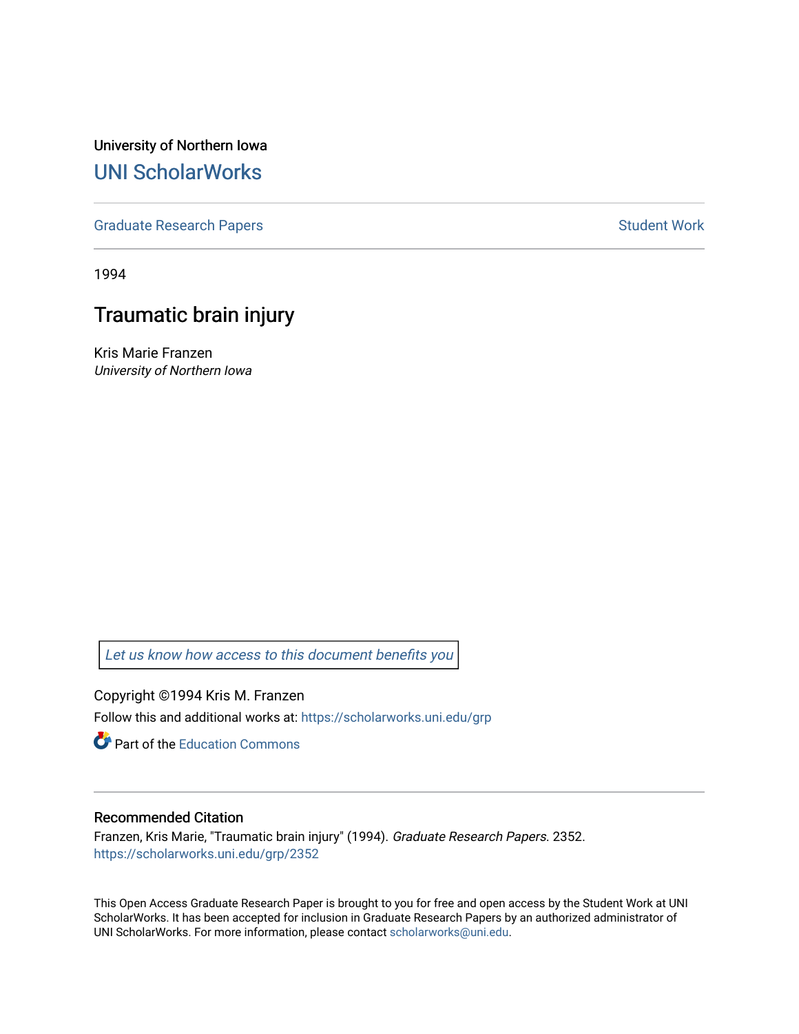University of Northern Iowa

# UNI ScholarWorks

Graduate Research Papers

Student Work

1994

## Traumatic brain injury

Kris Marie Franzen

*University of Northern Iowa*

*Let us know how access to this document benefits you*

Copyright ©1994 Kris M. Franzen

Follow this and additional works at: https://scholarworks.uni.edu/grp

Part of the Education Commons

### Recommended Citation

Franzen, Kris Marie, "Traumatic brain injury" (1994). *Graduate Research Papers*. 2352.
https://scholarworks.uni.edu/grp/2352

This Open Access Graduate Research Paper is brought to you for free and open access by the Student Work at UNI ScholarWorks. It has been accepted for inclusion in Graduate Research Papers by an authorized administrator of UNI ScholarWorks. For more information, please contact scholarworks@uni.edu.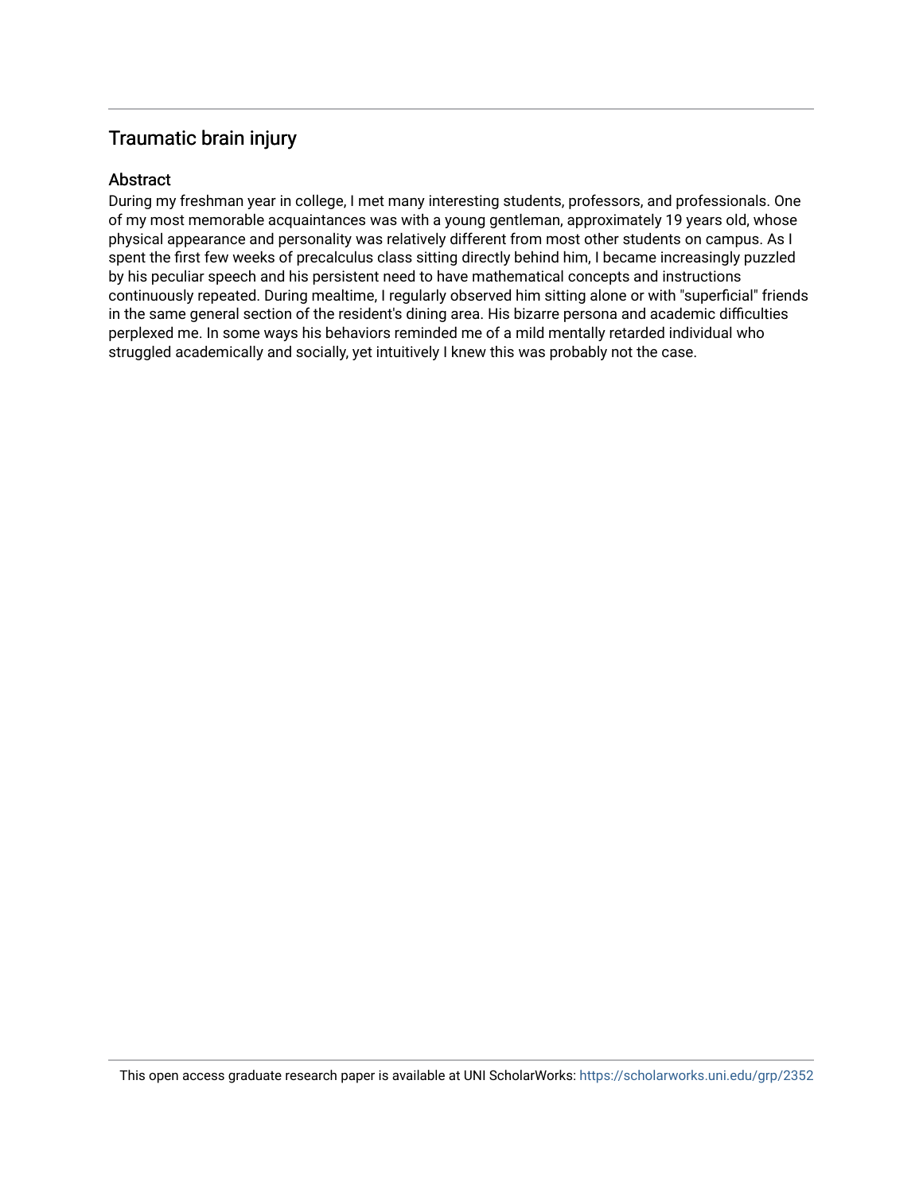## Traumatic brain injury

### Abstract

During my freshman year in college, I met many interesting students, professors, and professionals. One of my most memorable acquaintances was with a young gentleman, approximately 19 years old, whose physical appearance and personality was relatively different from most other students on campus. As I spent the first few weeks of precalculus class sitting directly behind him, I became increasingly puzzled by his peculiar speech and his persistent need to have mathematical concepts and instructions continuously repeated. During mealtime, I regularly observed him sitting alone or with "superficial" friends in the same general section of the resident's dining area. His bizarre persona and academic difficulties perplexed me. In some ways his behaviors reminded me of a mild mentally retarded individual who struggled academically and socially, yet intuitively I knew this was probably not the case.

This open access graduate research paper is available at UNI ScholarWorks: https://scholarworks.uni.edu/grp/2352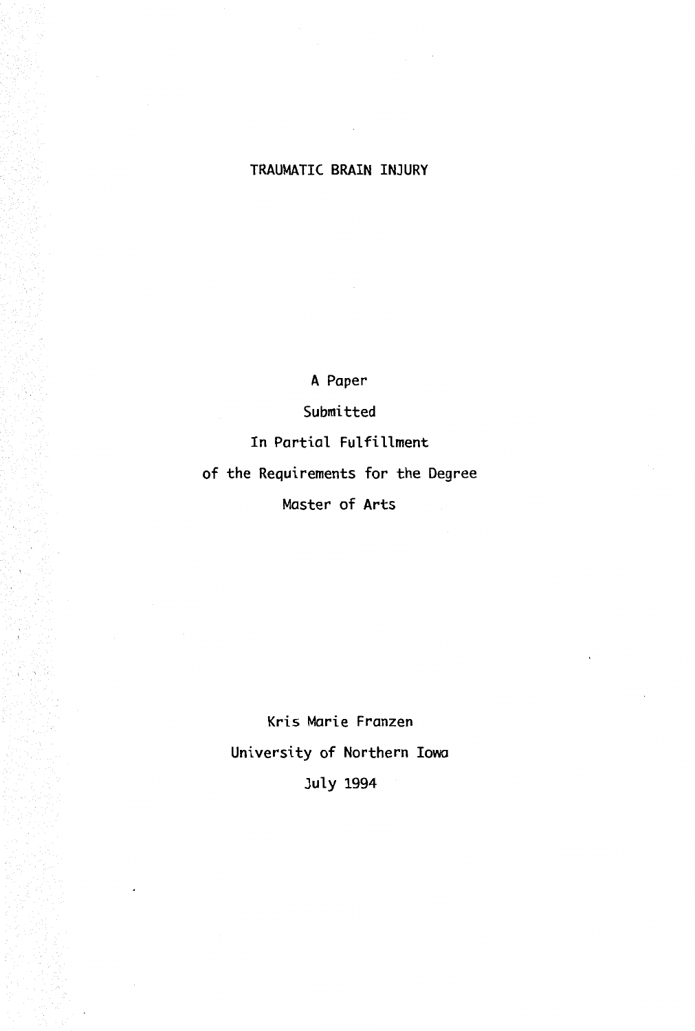# TRAUMATIC BRAIN INJURY

A Paper

Submitted

In Partial Fulfillment

of the Requirements for the Degree

Master of Arts

Kris Marie Franzen

University of Northern Iowa

July 1994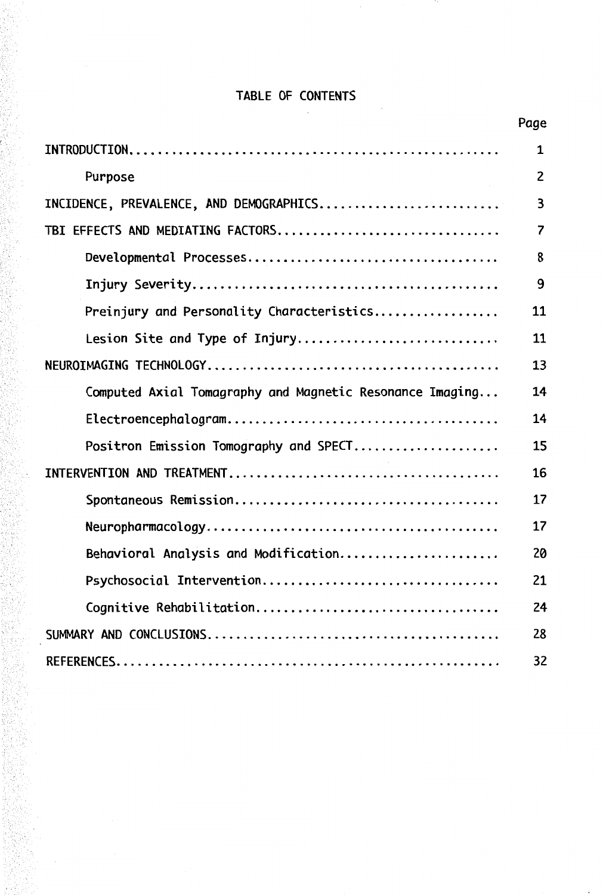# TABLE OF CONTENTS

| | Page |
|---|---|
| INTRODUCTION | 1 |
| Purpose | 2 |
| INCIDENCE, PREVALENCE, AND DEMOGRAPHICS | 3 |
| TBI EFFECTS AND MEDIATING FACTORS | 7 |
| Developmental Processes | 8 |
| Injury Severity | 9 |
| Preinjury and Personality Characteristics | 11 |
| Lesion Site and Type of Injury | 11 |
| NEUROIMAGING TECHNOLOGY | 13 |
| Computed Axial Tomagraphy and Magnetic Resonance Imaging | 14 |
| Electroencephalogram | 14 |
| Positron Emission Tomography and SPECT | 15 |
| INTERVENTION AND TREATMENT | 16 |
| Spontaneous Remission | 17 |
| Neuropharmacology | 17 |
| Behavioral Analysis and Modification | 20 |
| Psychosocial Intervention | 21 |
| Cognitive Rehabilitation | 24 |
| SUMMARY AND CONCLUSIONS | 28 |
| REFERENCES | 32 |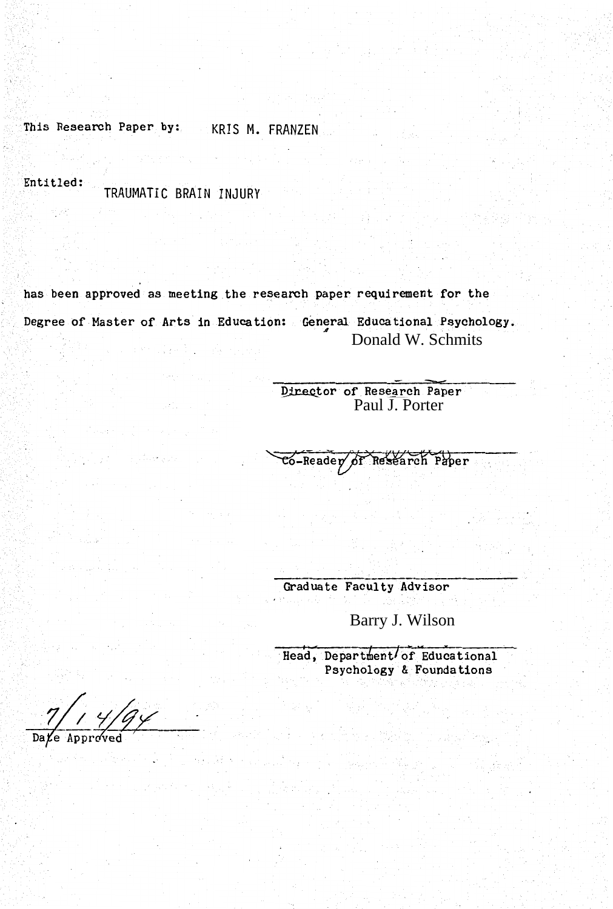This Research Paper by: KRIS M. FRANZEN

Entitled: TRAUMATIC BRAIN INJURY

has been approved as meeting the research paper requirement for the

Degree of Master of Arts in Education: General Educational Psychology.

Donald W. Schmits

Director of Research Paper

Paul J. Porter

Co-Reader of Research Paper

Graduate Faculty Advisor

Barry J. Wilson

Head, Department of Educational Psychology & Foundations

7/14/94

Date Approved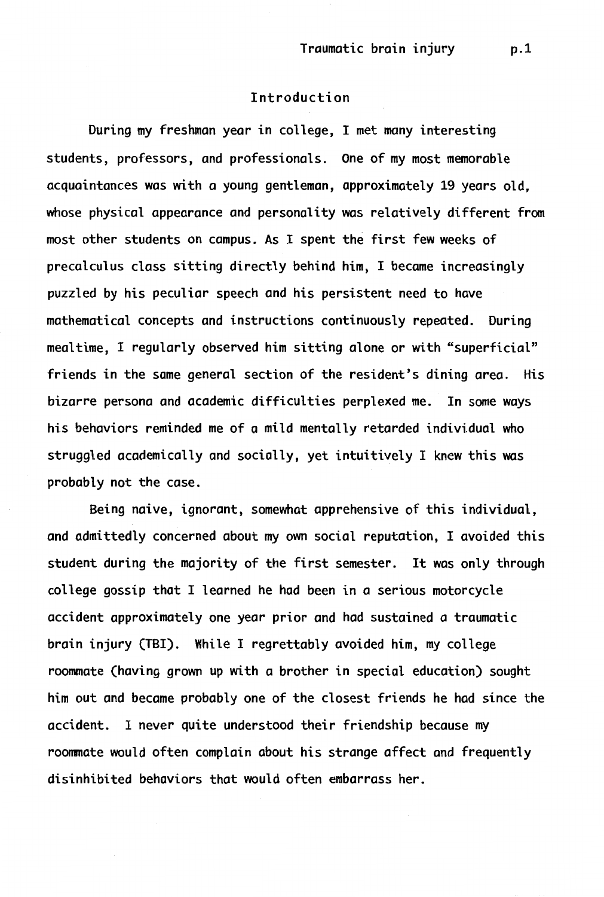## Introduction

During my freshman year in college, I met many interesting students, professors, and professionals. One of my most memorable acquaintances was with a young gentleman, approximately 19 years old, whose physical appearance and personality was relatively different from most other students on campus. As I spent the first few weeks of precalculus class sitting directly behind him, I became increasingly puzzled by his peculiar speech and his persistent need to have mathematical concepts and instructions continuously repeated. During mealtime, I regularly observed him sitting alone or with "superficial" friends in the same general section of the resident's dining area. His bizarre persona and academic difficulties perplexed me. In some ways his behaviors reminded me of a mild mentally retarded individual who struggled academically and socially, yet intuitively I knew this was probably not the case.

Being naive, ignorant, somewhat apprehensive of this individual, and admittedly concerned about my own social reputation, I avoided this student during the majority of the first semester. It was only through college gossip that I learned he had been in a serious motorcycle accident approximately one year prior and had sustained a traumatic brain injury (TBI). While I regrettably avoided him, my college roommate (having grown up with a brother in special education) sought him out and became probably one of the closest friends he had since the accident. I never quite understood their friendship because my roommate would often complain about his strange affect and frequently disinhibited behaviors that would often embarrass her.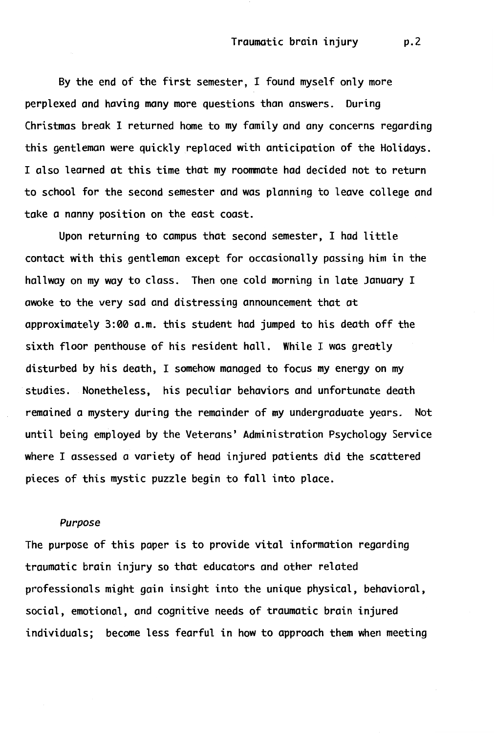By the end of the first semester, I found myself only more perplexed and having many more questions than answers. During Christmas break I returned home to my family and any concerns regarding this gentleman were quickly replaced with anticipation of the Holidays. I also learned at this time that my roommate had decided not to return to school for the second semester and was planning to leave college and take a nanny position on the east coast.

Upon returning to campus that second semester, I had little contact with this gentleman except for occasionally passing him in the hallway on my way to class. Then one cold morning in late January I awoke to the very sad and distressing announcement that at approximately 3:00 a.m. this student had jumped to his death off the sixth floor penthouse of his resident hall. While I was greatly disturbed by his death, I somehow managed to focus my energy on my studies. Nonetheless, his peculiar behaviors and unfortunate death remained a mystery during the remainder of my undergraduate years. Not until being employed by the Veterans' Administration Psychology Service where I assessed a variety of head injured patients did the scattered pieces of this mystic puzzle begin to fall into place.

### *Purpose*

The purpose of this paper is to provide vital information regarding traumatic brain injury so that educators and other related professionals might gain insight into the unique physical, behavioral, social, emotional, and cognitive needs of traumatic brain injured individuals; become less fearful in how to approach them when meeting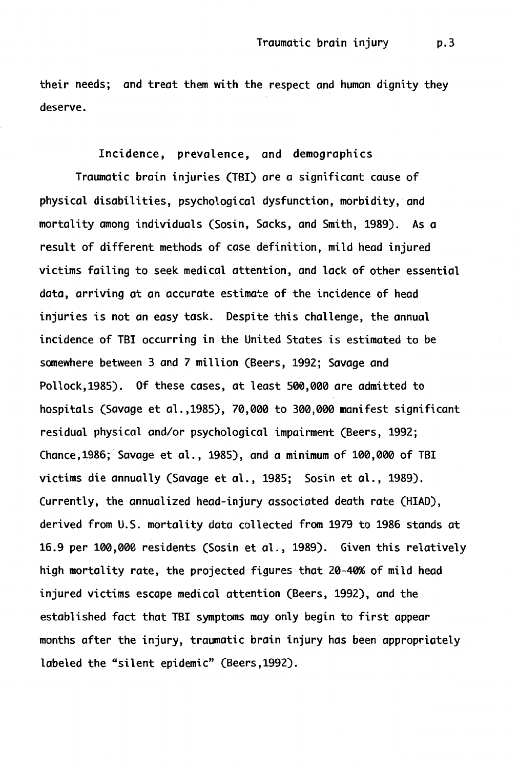their needs; and treat them with the respect and human dignity they deserve.

## Incidence, prevalence, and demographics

Traumatic brain injuries (TBI) are a significant cause of physical disabilities, psychological dysfunction, morbidity, and mortality among individuals (Sosin, Sacks, and Smith, 1989). As a result of different methods of case definition, mild head injured victims failing to seek medical attention, and lack of other essential data, arriving at an accurate estimate of the incidence of head injuries is not an easy task. Despite this challenge, the annual incidence of TBI occurring in the United States is estimated to be somewhere between 3 and 7 million (Beers, 1992; Savage and Pollock,1985). Of these cases, at least 500,000 are admitted to hospitals (Savage et al.,1985), 70,000 to 300,000 manifest significant residual physical and/or psychological impairment (Beers, 1992; Chance,1986; Savage et al., 1985), and a minimum of 100,000 of TBI victims die annually (Savage et al., 1985; Sosin et al., 1989). Currently, the annualized head-injury associated death rate (HIAD), derived from U.S. mortality data collected from 1979 to 1986 stands at 16.9 per 100,000 residents (Sosin et al., 1989). Given this relatively high mortality rate, the projected figures that 20-40% of mild head injured victims escape medical attention (Beers, 1992), and the established fact that TBI symptoms may only begin to first appear months after the injury, traumatic brain injury has been appropriately labeled the "silent epidemic" (Beers,1992).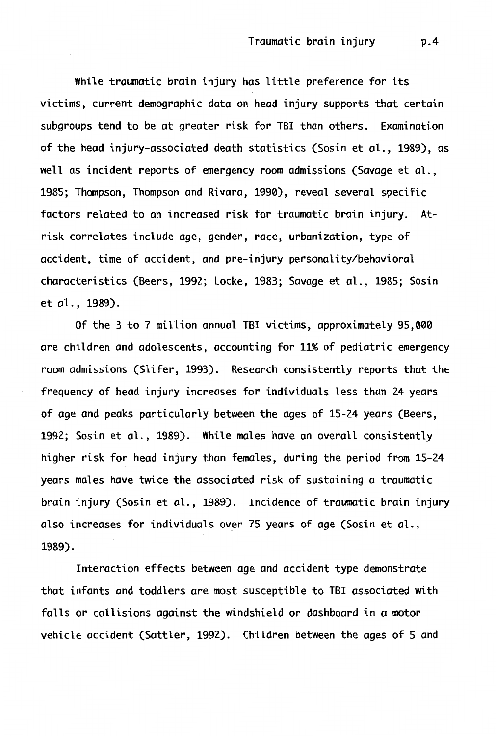While traumatic brain injury has little preference for its victims, current demographic data on head injury supports that certain subgroups tend to be at greater risk for TBI than others. Examination of the head injury-associated death statistics (Sosin et al., 1989), as well as incident reports of emergency room admissions (Savage et al., 1985; Thompson, Thompson and Rivara, 1990), reveal several specific factors related to an increased risk for traumatic brain injury. At-risk correlates include age, gender, race, urbanization, type of accident, time of accident, and pre-injury personality/behavioral characteristics (Beers, 1992; Locke, 1983; Savage et al., 1985; Sosin et al., 1989).

Of the 3 to 7 million annual TBI victims, approximately 95,000 are children and adolescents, accounting for 11% of pediatric emergency room admissions (Slifer, 1993). Research consistently reports that the frequency of head injury increases for individuals less than 24 years of age and peaks particularly between the ages of 15-24 years (Beers, 1992; Sosin et al., 1989). While males have an overall consistently higher risk for head injury than females, during the period from 15-24 years males have twice the associated risk of sustaining a traumatic brain injury (Sosin et al., 1989). Incidence of traumatic brain injury also increases for individuals over 75 years of age (Sosin et al., 1989).

Interaction effects between age and accident type demonstrate that infants and toddlers are most susceptible to TBI associated with falls or collisions against the windshield or dashboard in a motor vehicle accident (Sattler, 1992). Children between the ages of 5 and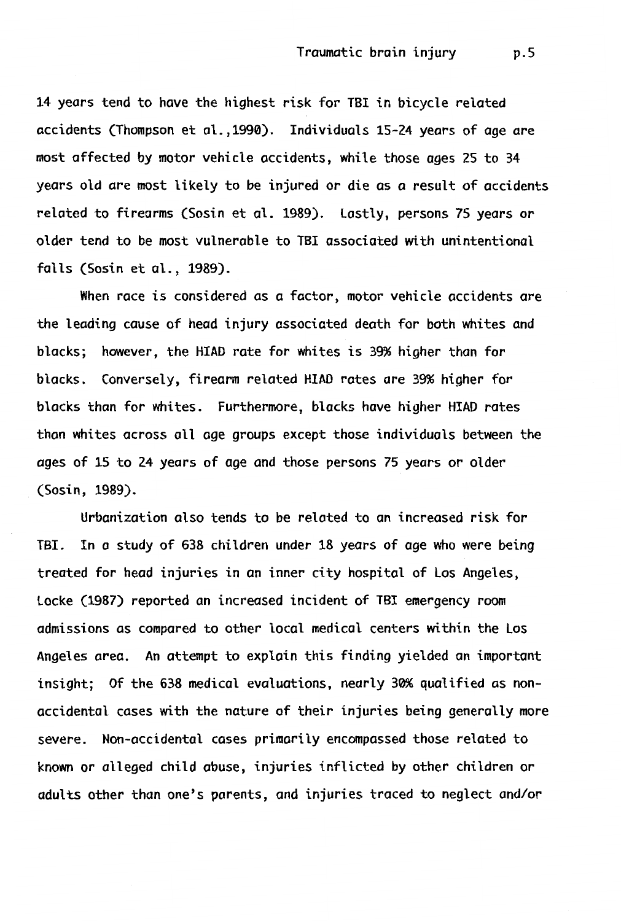14 years tend to have the highest risk for TBI in bicycle related accidents (Thompson et al.,1990). Individuals 15-24 years of age are most affected by motor vehicle accidents, while those ages 25 to 34 years old are most likely to be injured or die as a result of accidents related to firearms (Sosin et al. 1989). Lastly, persons 75 years or older tend to be most vulnerable to TBI associated with unintentional falls (Sosin et al., 1989).

When race is considered as a factor, motor vehicle accidents are the leading cause of head injury associated death for both whites and blacks; however, the HIAD rate for whites is 39% higher than for blacks. Conversely, firearm related HIAD rates are 39% higher for blacks than for whites. Furthermore, blacks have higher HIAD rates than whites across all age groups except those individuals between the ages of 15 to 24 years of age and those persons 75 years or older (Sosin, 1989).

Urbanization also tends to be related to an increased risk for TBI. In a study of 638 children under 18 years of age who were being treated for head injuries in an inner city hospital of Los Angeles, Locke (1987) reported an increased incident of TBI emergency room admissions as compared to other local medical centers within the Los Angeles area. An attempt to explain this finding yielded an important insight; Of the 638 medical evaluations, nearly 30% qualified as non-accidental cases with the nature of their injuries being generally more severe. Non-accidental cases primarily encompassed those related to known or alleged child abuse, injuries inflicted by other children or adults other than one's parents, and injuries traced to neglect and/or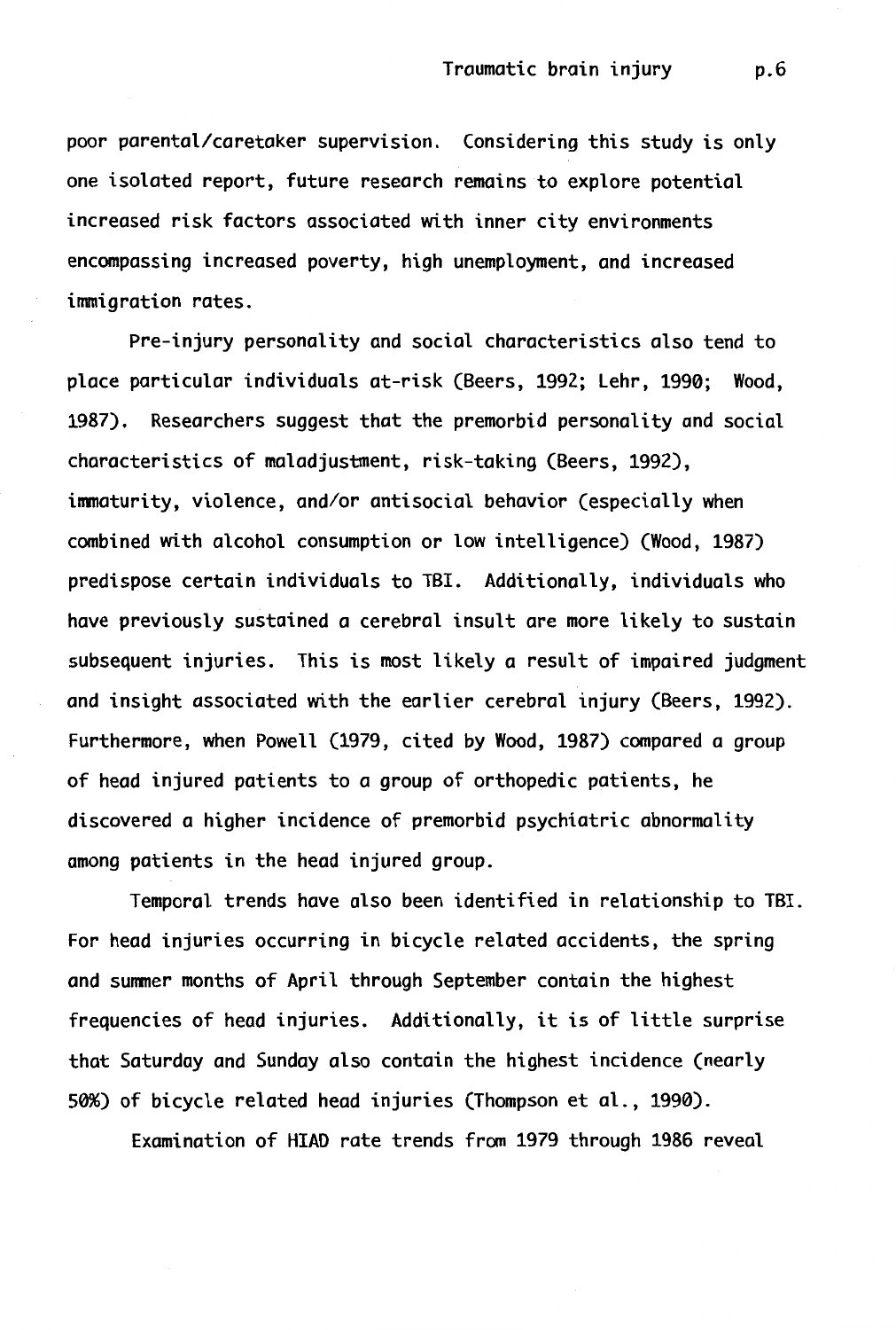poor parental/caretaker supervision. Considering this study is only one isolated report, future research remains to explore potential increased risk factors associated with inner city environments encompassing increased poverty, high unemployment, and increased immigration rates.

Pre-injury personality and social characteristics also tend to place particular individuals at-risk (Beers, 1992; Lehr, 1990; Wood, 1987). Researchers suggest that the premorbid personality and social characteristics of maladjustment, risk-taking (Beers, 1992), immaturity, violence, and/or antisocial behavior (especially when combined with alcohol consumption or low intelligence) (Wood, 1987) predispose certain individuals to TBI. Additionally, individuals who have previously sustained a cerebral insult are more likely to sustain subsequent injuries. This is most likely a result of impaired judgment and insight associated with the earlier cerebral injury (Beers, 1992). Furthermore, when Powell (1979, cited by Wood, 1987) compared a group of head injured patients to a group of orthopedic patients, he discovered a higher incidence of premorbid psychiatric abnormality among patients in the head injured group.

Temporal trends have also been identified in relationship to TBI. For head injuries occurring in bicycle related accidents, the spring and summer months of April through September contain the highest frequencies of head injuries. Additionally, it is of little surprise that Saturday and Sunday also contain the highest incidence (nearly 50%) of bicycle related head injuries (Thompson et al., 1990).

Examination of HIAD rate trends from 1979 through 1986 reveal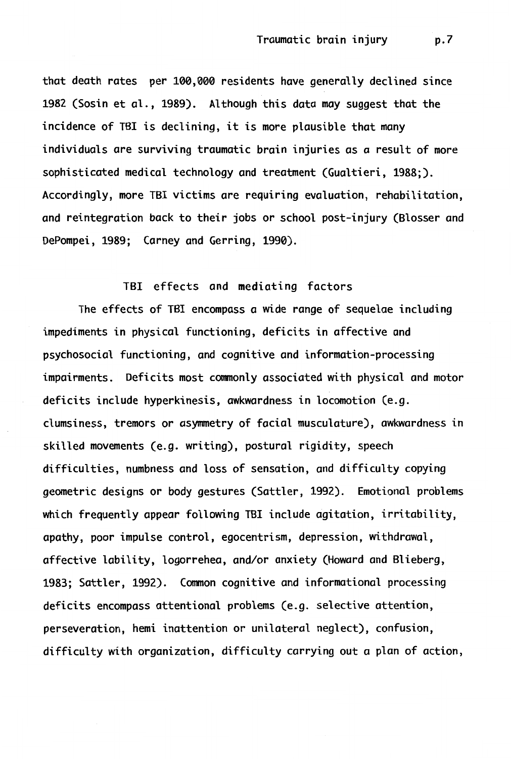that death rates per 100,000 residents have generally declined since 1982 (Sosin et al., 1989). Although this data may suggest that the incidence of TBI is declining, it is more plausible that many individuals are surviving traumatic brain injuries as a result of more sophisticated medical technology and treatment (Gualtieri, 1988;). Accordingly, more TBI victims are requiring evaluation, rehabilitation, and reintegration back to their jobs or school post-injury (Blosser and DePompei, 1989; Carney and Gerring, 1990).

## TBI effects and mediating factors

The effects of TBI encompass a wide range of sequelae including impediments in physical functioning, deficits in affective and psychosocial functioning, and cognitive and information-processing impairments. Deficits most commonly associated with physical and motor deficits include hyperkinesis, awkwardness in locomotion (e.g. clumsiness, tremors or asymmetry of facial musculature), awkwardness in skilled movements (e.g. writing), postural rigidity, speech difficulties, numbness and loss of sensation, and difficulty copying geometric designs or body gestures (Sattler, 1992). Emotional problems which frequently appear following TBI include agitation, irritability, apathy, poor impulse control, egocentrism, depression, withdrawal, affective lability, logorrehea, and/or anxiety (Howard and Blieberg, 1983; Sattler, 1992). Common cognitive and informational processing deficits encompass attentional problems (e.g. selective attention, perseveration, hemi inattention or unilateral neglect), confusion, difficulty with organization, difficulty carrying out a plan of action,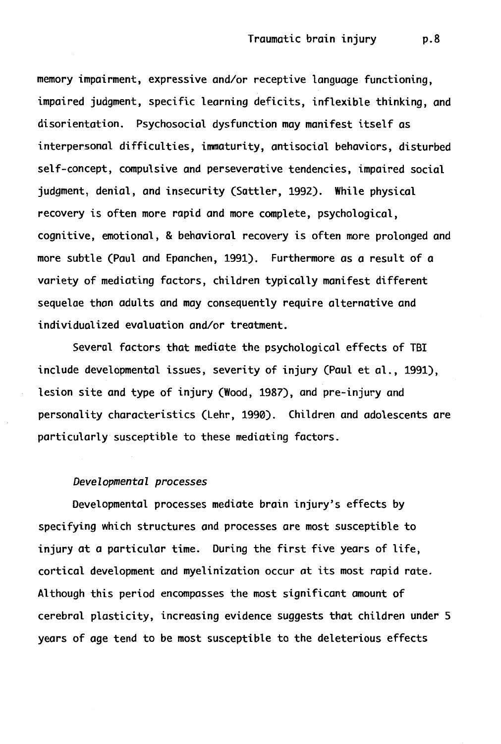memory impairment, expressive and/or receptive language functioning, impaired judgment, specific learning deficits, inflexible thinking, and disorientation. Psychosocial dysfunction may manifest itself as interpersonal difficulties, immaturity, antisocial behaviors, disturbed self-concept, compulsive and perseverative tendencies, impaired social judgment, denial, and insecurity (Sattler, 1992). While physical recovery is often more rapid and more complete, psychological, cognitive, emotional, & behavioral recovery is often more prolonged and more subtle (Paul and Epanchen, 1991). Furthermore as a result of a variety of mediating factors, children typically manifest different sequelae than adults and may consequently require alternative and individualized evaluation and/or treatment.

Several factors that mediate the psychological effects of TBI include developmental issues, severity of injury (Paul et al., 1991), lesion site and type of injury (Wood, 1987), and pre-injury and personality characteristics (Lehr, 1990). Children and adolescents are particularly susceptible to these mediating factors.

### *Developmental processes*

Developmental processes mediate brain injury's effects by specifying which structures and processes are most susceptible to injury at a particular time. During the first five years of life, cortical development and myelinization occur at its most rapid rate. Although this period encompasses the most significant amount of cerebral plasticity, increasing evidence suggests that children under 5 years of age tend to be most susceptible to the deleterious effects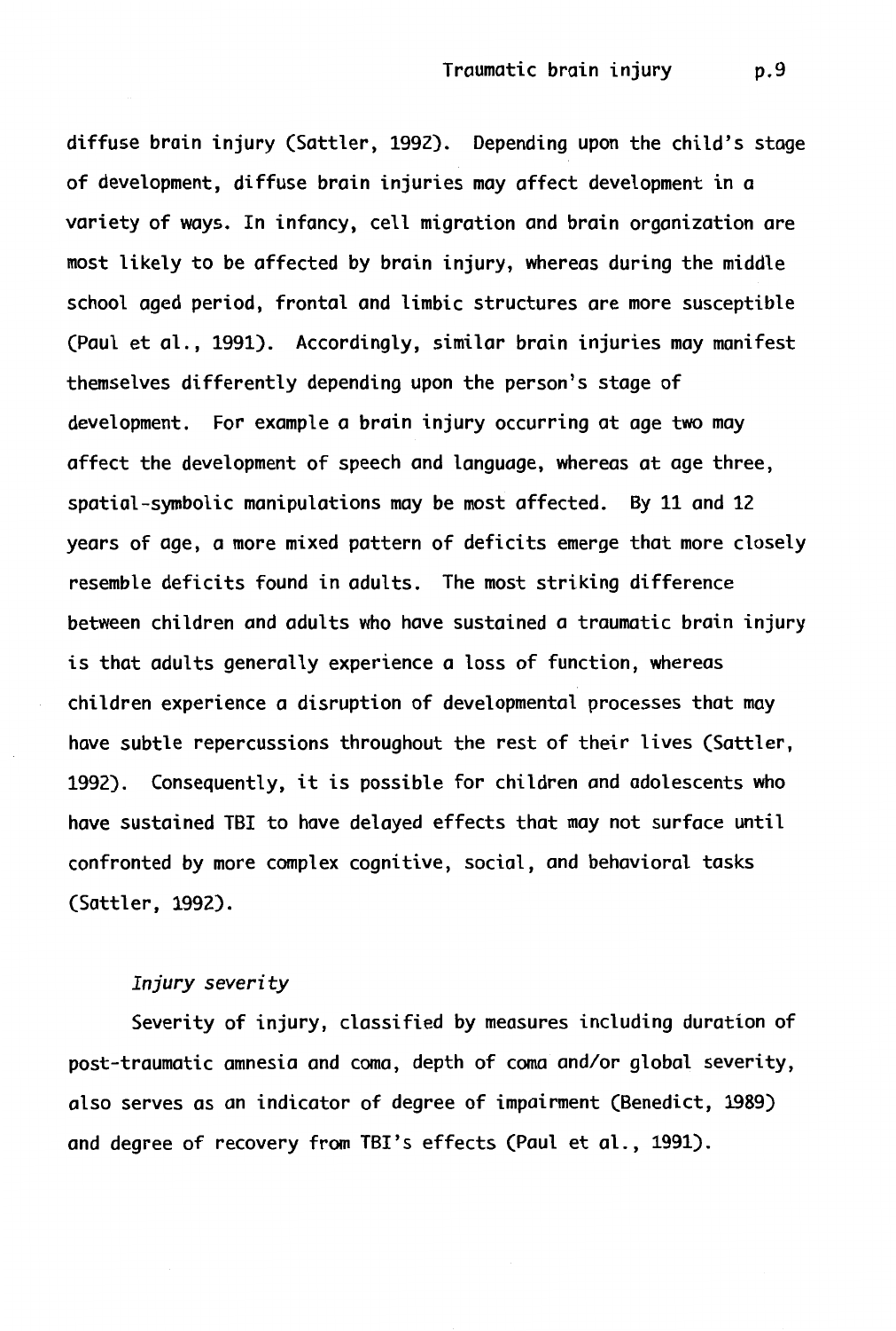diffuse brain injury (Sattler, 1992). Depending upon the child's stage of development, diffuse brain injuries may affect development in a variety of ways. In infancy, cell migration and brain organization are most likely to be affected by brain injury, whereas during the middle school aged period, frontal and limbic structures are more susceptible (Paul et al., 1991). Accordingly, similar brain injuries may manifest themselves differently depending upon the person's stage of development. For example a brain injury occurring at age two may affect the development of speech and language, whereas at age three, spatial-symbolic manipulations may be most affected. By 11 and 12 years of age, a more mixed pattern of deficits emerge that more closely resemble deficits found in adults. The most striking difference between children and adults who have sustained a traumatic brain injury is that adults generally experience a loss of function, whereas children experience a disruption of developmental processes that may have subtle repercussions throughout the rest of their lives (Sattler, 1992). Consequently, it is possible for children and adolescents who have sustained TBI to have delayed effects that may not surface until confronted by more complex cognitive, social, and behavioral tasks (Sattler, 1992).

*Injury severity*

Severity of injury, classified by measures including duration of post-traumatic amnesia and coma, depth of coma and/or global severity, also serves as an indicator of degree of impairment (Benedict, 1989) and degree of recovery from TBI's effects (Paul et al., 1991).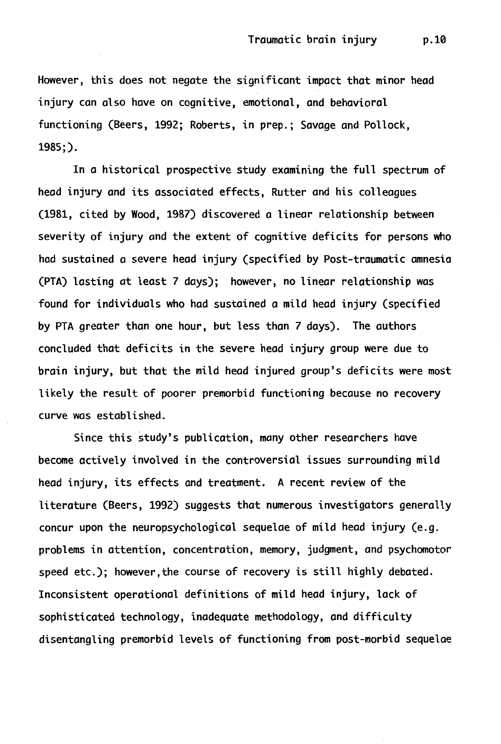However, this does not negate the significant impact that minor head injury can also have on cognitive, emotional, and behavioral functioning (Beers, 1992; Roberts, in prep.; Savage and Pollock, 1985;).

In a historical prospective study examining the full spectrum of head injury and its associated effects, Rutter and his colleagues (1981, cited by Wood, 1987) discovered a linear relationship between severity of injury and the extent of cognitive deficits for persons who had sustained a severe head injury (specified by Post-traumatic amnesia (PTA) lasting at least 7 days); however, no linear relationship was found for individuals who had sustained a mild head injury (specified by PTA greater than one hour, but less than 7 days). The authors concluded that deficits in the severe head injury group were due to brain injury, but that the mild head injured group's deficits were most likely the result of poorer premorbid functioning because no recovery curve was established.

Since this study's publication, many other researchers have become actively involved in the controversial issues surrounding mild head injury, its effects and treatment. A recent review of the literature (Beers, 1992) suggests that numerous investigators generally concur upon the neuropsychological sequelae of mild head injury (e.g. problems in attention, concentration, memory, judgment, and psychomotor speed etc.); however,the course of recovery is still highly debated. Inconsistent operational definitions of mild head injury, lack of sophisticated technology, inadequate methodology, and difficulty disentangling premorbid levels of functioning from post-morbid sequelae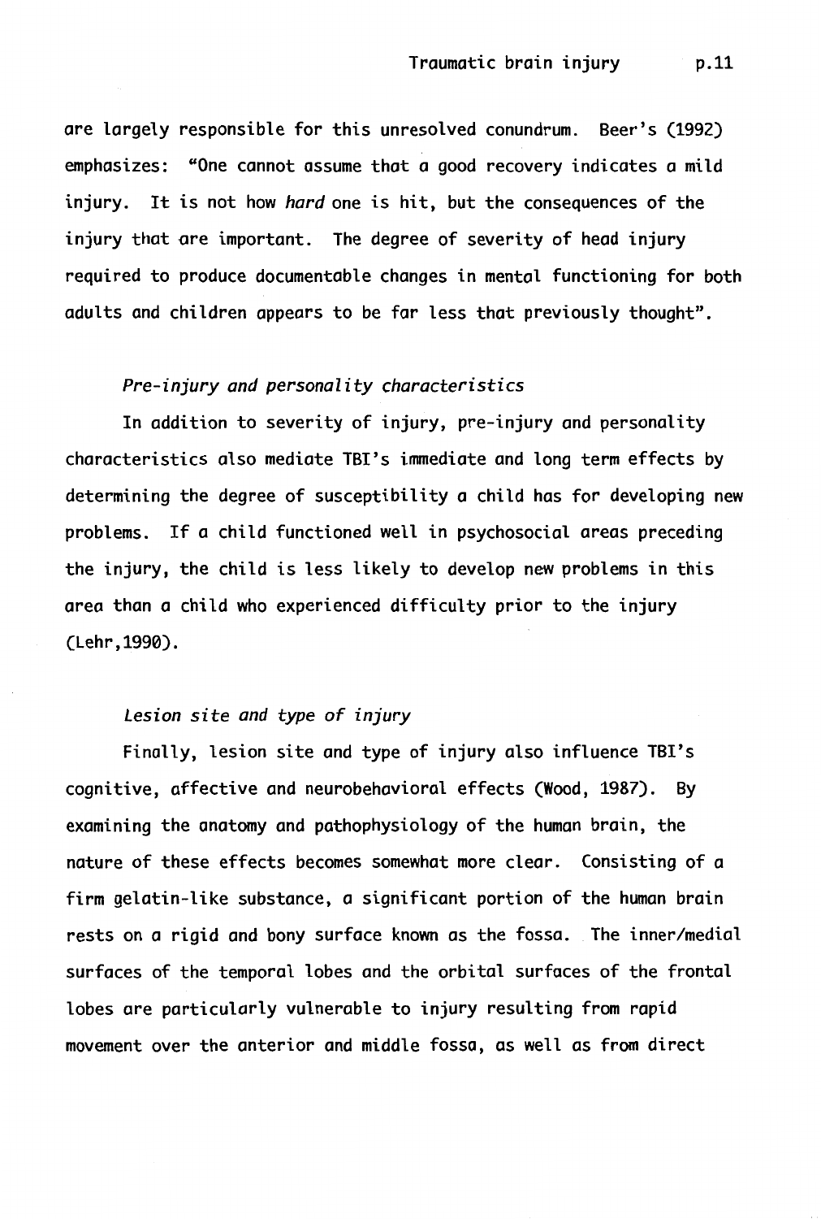are largely responsible for this unresolved conundrum. Beer's (1992) emphasizes: "One cannot assume that a good recovery indicates a mild injury. It is not how *hard* one is hit, but the consequences of the injury that are important. The degree of severity of head injury required to produce documentable changes in mental functioning for both adults and children appears to be far less that previously thought".

### *Pre-injury and personality characteristics*

In addition to severity of injury, pre-injury and personality characteristics also mediate TBI's immediate and long term effects by determining the degree of susceptibility a child has for developing new problems. If a child functioned well in psychosocial areas preceding the injury, the child is less likely to develop new problems in this area than a child who experienced difficulty prior to the injury (Lehr,1990).

### *Lesion site and type of injury*

Finally, lesion site and type of injury also influence TBI's cognitive, affective and neurobehavioral effects (Wood, 1987). By examining the anatomy and pathophysiology of the human brain, the nature of these effects becomes somewhat more clear. Consisting of a firm gelatin-like substance, a significant portion of the human brain rests on a rigid and bony surface known as the fossa. The inner/medial surfaces of the temporal lobes and the orbital surfaces of the frontal lobes are particularly vulnerable to injury resulting from rapid movement over the anterior and middle fossa, as well as from direct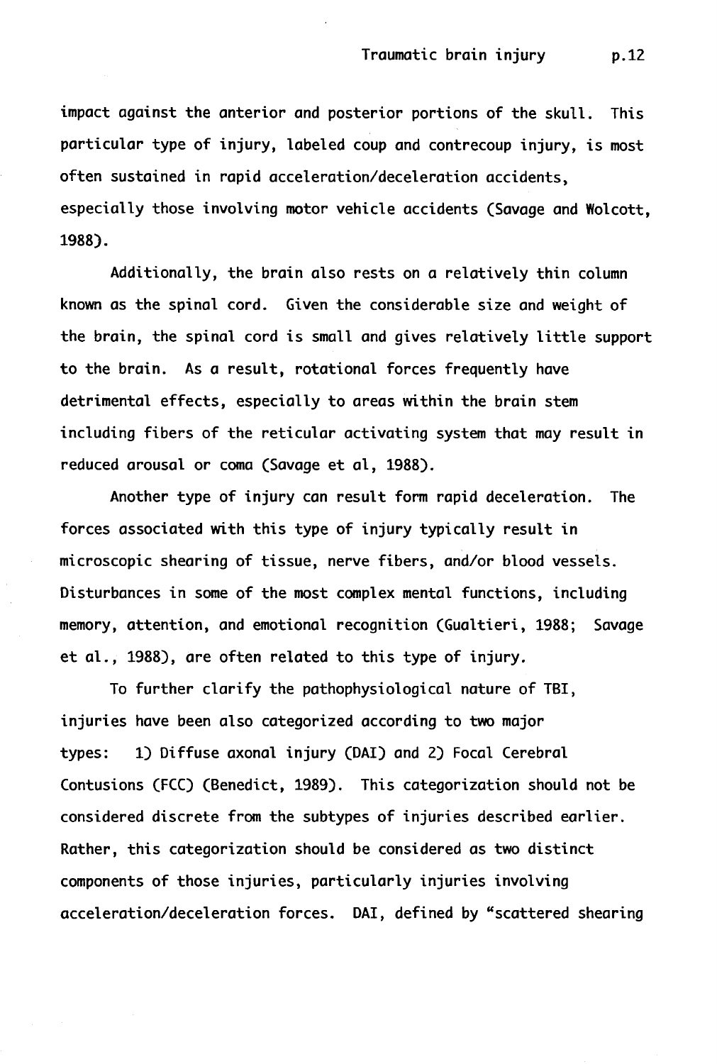impact against the anterior and posterior portions of the skull. This particular type of injury, labeled coup and contrecoup injury, is most often sustained in rapid acceleration/deceleration accidents, especially those involving motor vehicle accidents (Savage and Wolcott, 1988).

Additionally, the brain also rests on a relatively thin column known as the spinal cord. Given the considerable size and weight of the brain, the spinal cord is small and gives relatively little support to the brain. As a result, rotational forces frequently have detrimental effects, especially to areas within the brain stem including fibers of the reticular activating system that may result in reduced arousal or coma (Savage et al, 1988).

Another type of injury can result form rapid deceleration. The forces associated with this type of injury typically result in microscopic shearing of tissue, nerve fibers, and/or blood vessels. Disturbances in some of the most complex mental functions, including memory, attention, and emotional recognition (Gualtieri, 1988; Savage et al., 1988), are often related to this type of injury.

To further clarify the pathophysiological nature of TBI, injuries have been also categorized according to two major types: 1) Diffuse axonal injury (DAI) and 2) Focal Cerebral Contusions (FCC) (Benedict, 1989). This categorization should not be considered discrete from the subtypes of injuries described earlier. Rather, this categorization should be considered as two distinct components of those injuries, particularly injuries involving acceleration/deceleration forces. DAI, defined by "scattered shearing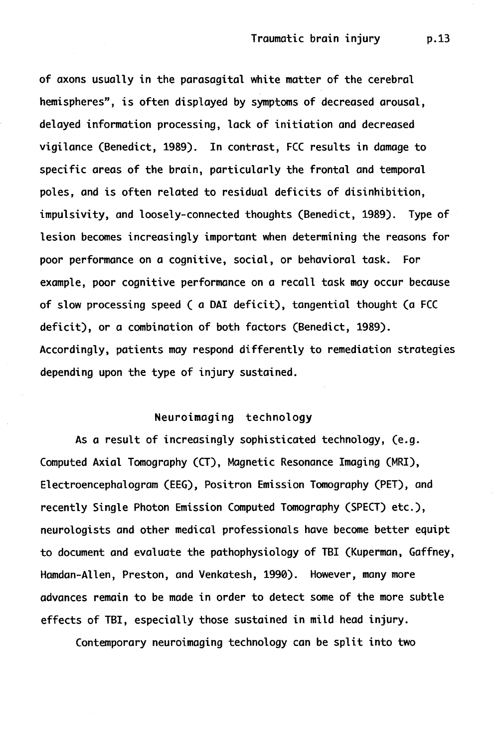of axons usually in the parasagital white matter of the cerebral hemispheres", is often displayed by symptoms of decreased arousal, delayed information processing, lack of initiation and decreased vigilance (Benedict, 1989). In contrast, FCC results in damage to specific areas of the brain, particularly the frontal and temporal poles, and is often related to residual deficits of disinhibition, impulsivity, and loosely-connected thoughts (Benedict, 1989). Type of lesion becomes increasingly important when determining the reasons for poor performance on a cognitive, social, or behavioral task. For example, poor cognitive performance on a recall task may occur because of slow processing speed ( a DAI deficit), tangential thought (a FCC deficit), or a combination of both factors (Benedict, 1989). Accordingly, patients may respond differently to remediation strategies depending upon the type of injury sustained.

## Neuroimaging technology

As a result of increasingly sophisticated technology, (e.g. Computed Axial Tomography (CT), Magnetic Resonance Imaging (MRI), Electroencephalogram (EEG), Positron Emission Tomography (PET), and recently Single Photon Emission Computed Tomography (SPECT) etc.), neurologists and other medical professionals have become better equipt to document and evaluate the pathophysiology of TBI (Kuperman, Gaffney, Hamdan-Allen, Preston, and Venkatesh, 1990). However, many more advances remain to be made in order to detect some of the more subtle effects of TBI, especially those sustained in mild head injury.

Contemporary neuroimaging technology can be split into two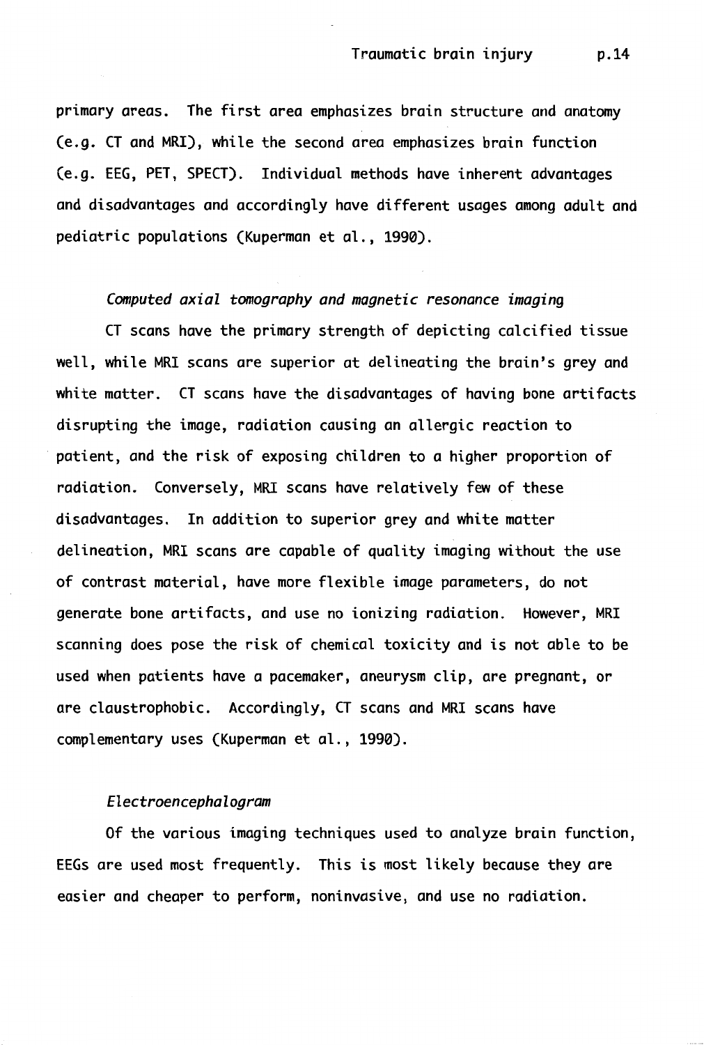primary areas. The first area emphasizes brain structure and anatomy (e.g. CT and MRI), while the second area emphasizes brain function (e.g. EEG, PET, SPECT). Individual methods have inherent advantages and disadvantages and accordingly have different usages among adult and pediatric populations (Kuperman et al., 1990).

*Computed axial tomography and magnetic resonance imaging*

CT scans have the primary strength of depicting calcified tissue well, while MRI scans are superior at delineating the brain's grey and white matter. CT scans have the disadvantages of having bone artifacts disrupting the image, radiation causing an allergic reaction to patient, and the risk of exposing children to a higher proportion of radiation. Conversely, MRI scans have relatively few of these disadvantages. In addition to superior grey and white matter delineation, MRI scans are capable of quality imaging without the use of contrast material, have more flexible image parameters, do not generate bone artifacts, and use no ionizing radiation. However, MRI scanning does pose the risk of chemical toxicity and is not able to be used when patients have a pacemaker, aneurysm clip, are pregnant, or are claustrophobic. Accordingly, CT scans and MRI scans have complementary uses (Kuperman et al., 1990).

*Electroencephalogram*

Of the various imaging techniques used to analyze brain function, EEGs are used most frequently. This is most likely because they are easier and cheaper to perform, noninvasive, and use no radiation.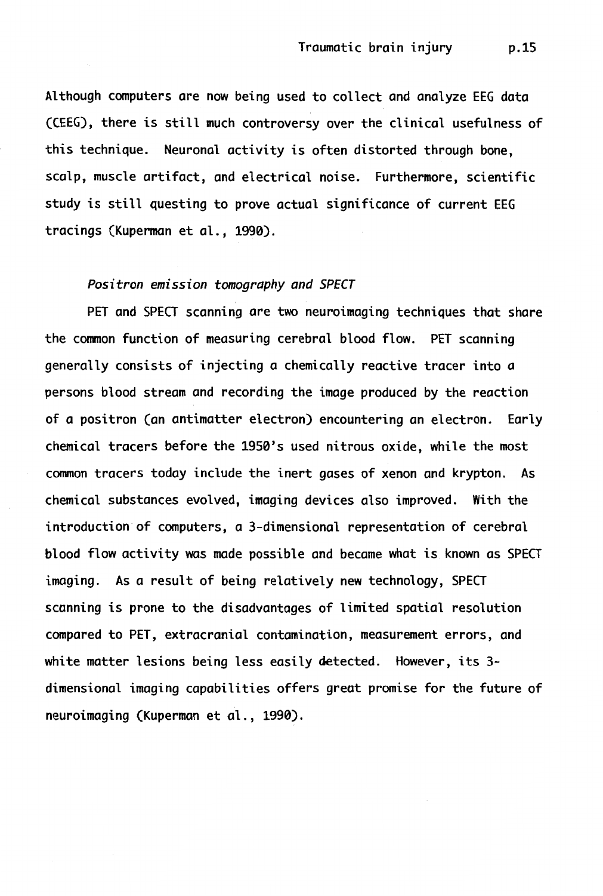Although computers are now being used to collect and analyze EEG data (CEEG), there is still much controversy over the clinical usefulness of this technique. Neuronal activity is often distorted through bone, scalp, muscle artifact, and electrical noise. Furthermore, scientific study is still questing to prove actual significance of current EEG tracings (Kuperman et al., 1990).

### *Positron emission tomography and SPECT*

PET and SPECT scanning are two neuroimaging techniques that share the common function of measuring cerebral blood flow. PET scanning generally consists of injecting a chemically reactive tracer into a persons blood stream and recording the image produced by the reaction of a positron (an antimatter electron) encountering an electron. Early chemical tracers before the 1950's used nitrous oxide, while the most common tracers today include the inert gases of xenon and krypton. As chemical substances evolved, imaging devices also improved. With the introduction of computers, a 3-dimensional representation of cerebral blood flow activity was made possible and became what is known as SPECT imaging. As a result of being relatively new technology, SPECT scanning is prone to the disadvantages of limited spatial resolution compared to PET, extracranial contamination, measurement errors, and white matter lesions being less easily detected. However, its 3-dimensional imaging capabilities offers great promise for the future of neuroimaging (Kuperman et al., 1990).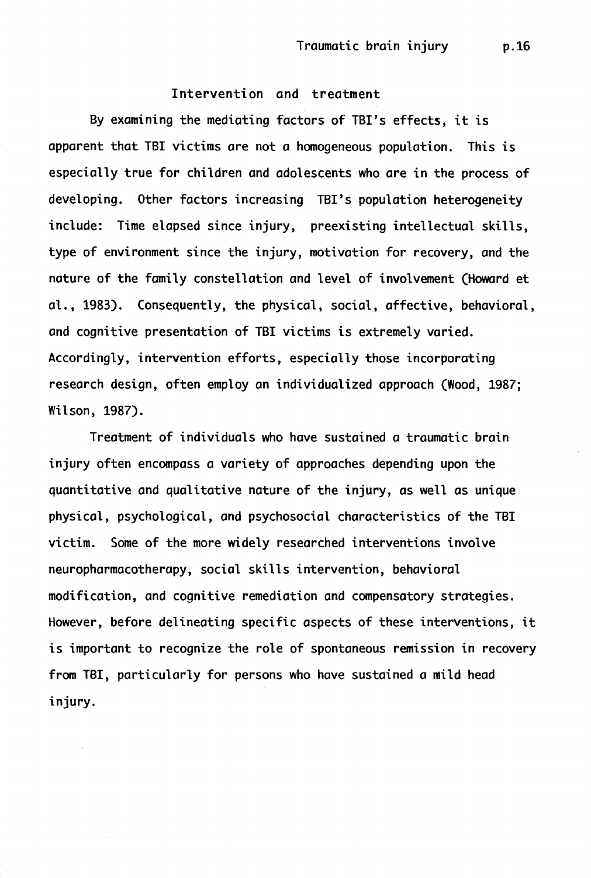## Intervention and treatment

By examining the mediating factors of TBI's effects, it is apparent that TBI victims are not a homogeneous population. This is especially true for children and adolescents who are in the process of developing. Other factors increasing TBI's population heterogeneity include: Time elapsed since injury, preexisting intellectual skills, type of environment since the injury, motivation for recovery, and the nature of the family constellation and level of involvement (Howard et al., 1983). Consequently, the physical, social, affective, behavioral, and cognitive presentation of TBI victims is extremely varied. Accordingly, intervention efforts, especially those incorporating research design, often employ an individualized approach (Wood, 1987; Wilson, 1987).

Treatment of individuals who have sustained a traumatic brain injury often encompass a variety of approaches depending upon the quantitative and qualitative nature of the injury, as well as unique physical, psychological, and psychosocial characteristics of the TBI victim. Some of the more widely researched interventions involve neuropharmacotherapy, social skills intervention, behavioral modification, and cognitive remediation and compensatory strategies. However, before delineating specific aspects of these interventions, it is important to recognize the role of spontaneous remission in recovery from TBI, particularly for persons who have sustained a mild head injury.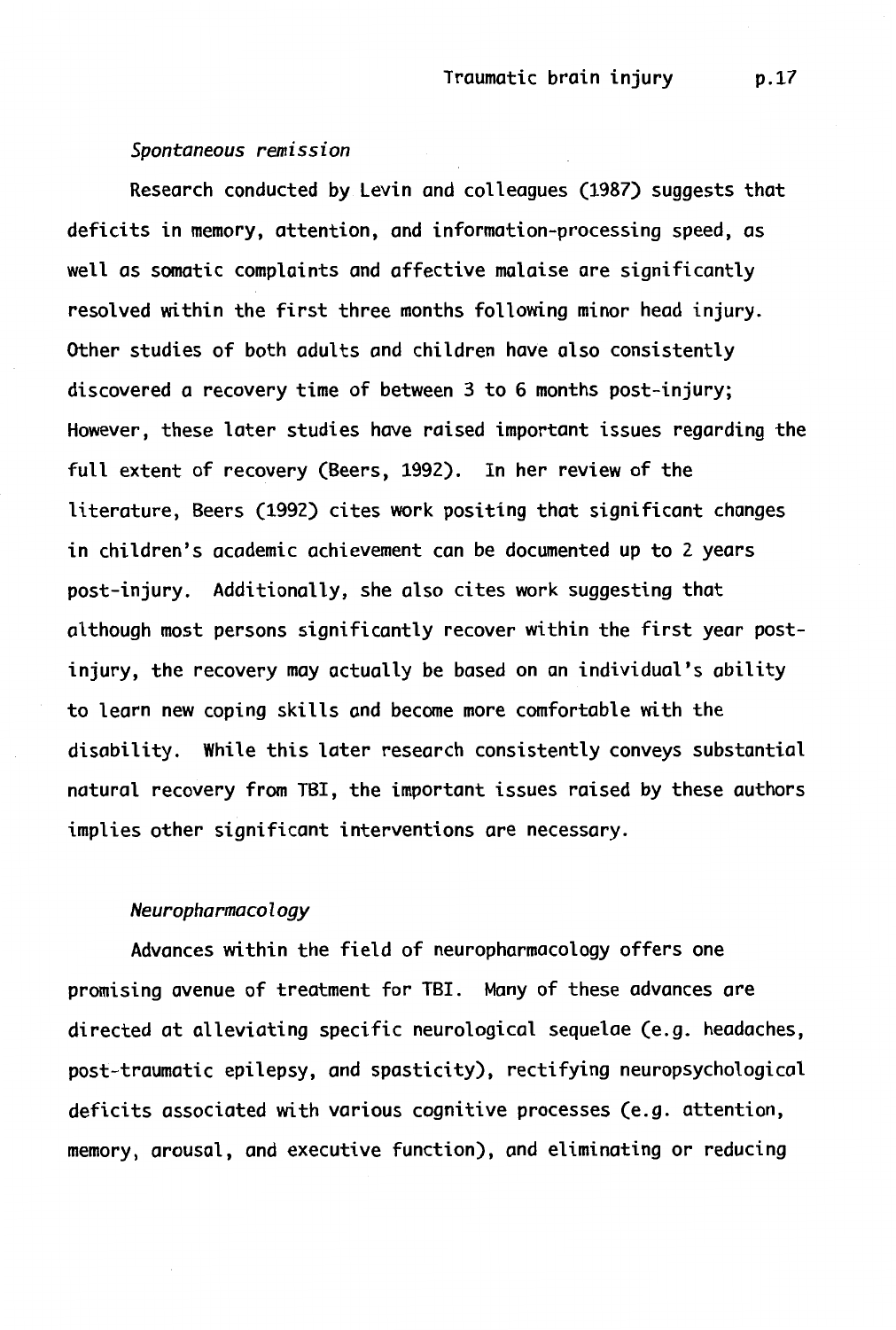### *Spontaneous remission*

Research conducted by Levin and colleagues (1987) suggests that deficits in memory, attention, and information-processing speed, as well as somatic complaints and affective malaise are significantly resolved within the first three months following minor head injury. Other studies of both adults and children have also consistently discovered a recovery time of between 3 to 6 months post-injury; However, these later studies have raised important issues regarding the full extent of recovery (Beers, 1992). In her review of the literature, Beers (1992) cites work positing that significant changes in children's academic achievement can be documented up to 2 years post-injury. Additionally, she also cites work suggesting that although most persons significantly recover within the first year post-injury, the recovery may actually be based on an individual's ability to learn new coping skills and become more comfortable with the disability. While this later research consistently conveys substantial natural recovery from TBI, the important issues raised by these authors implies other significant interventions are necessary.

### *Neuropharmacology*

Advances within the field of neuropharmacology offers one promising avenue of treatment for TBI. Many of these advances are directed at alleviating specific neurological sequelae (e.g. headaches, post-traumatic epilepsy, and spasticity), rectifying neuropsychological deficits associated with various cognitive processes (e.g. attention, memory, arousal, and executive function), and eliminating or reducing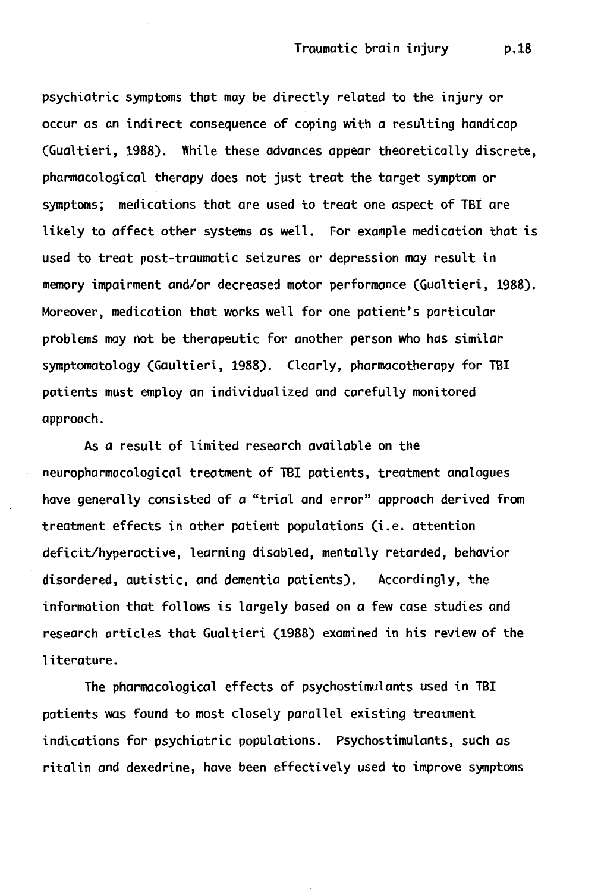psychiatric symptoms that may be directly related to the injury or occur as an indirect consequence of coping with a resulting handicap (Gualtieri, 1988). While these advances appear theoretically discrete, pharmacological therapy does not just treat the target symptom or symptoms; medications that are used to treat one aspect of TBI are likely to affect other systems as well. For example medication that is used to treat post-traumatic seizures or depression may result in memory impairment and/or decreased motor performance (Gualtieri, 1988). Moreover, medication that works well for one patient's particular problems may not be therapeutic for another person who has similar symptomatology (Gaultieri, 1988). Clearly, pharmacotherapy for TBI patients must employ an individualized and carefully monitored approach.

As a result of limited research available on the neuropharmacological treatment of TBI patients, treatment analogues have generally consisted of a "trial and error" approach derived from treatment effects in other patient populations (i.e. attention deficit/hyperactive, learning disabled, mentally retarded, behavior disordered, autistic, and dementia patients). Accordingly, the information that follows is largely based on a few case studies and research articles that Gualtieri (1988) examined in his review of the literature.

The pharmacological effects of psychostimulants used in TBI patients was found to most closely parallel existing treatment indications for psychiatric populations. Psychostimulants, such as ritalin and dexedrine, have been effectively used to improve symptoms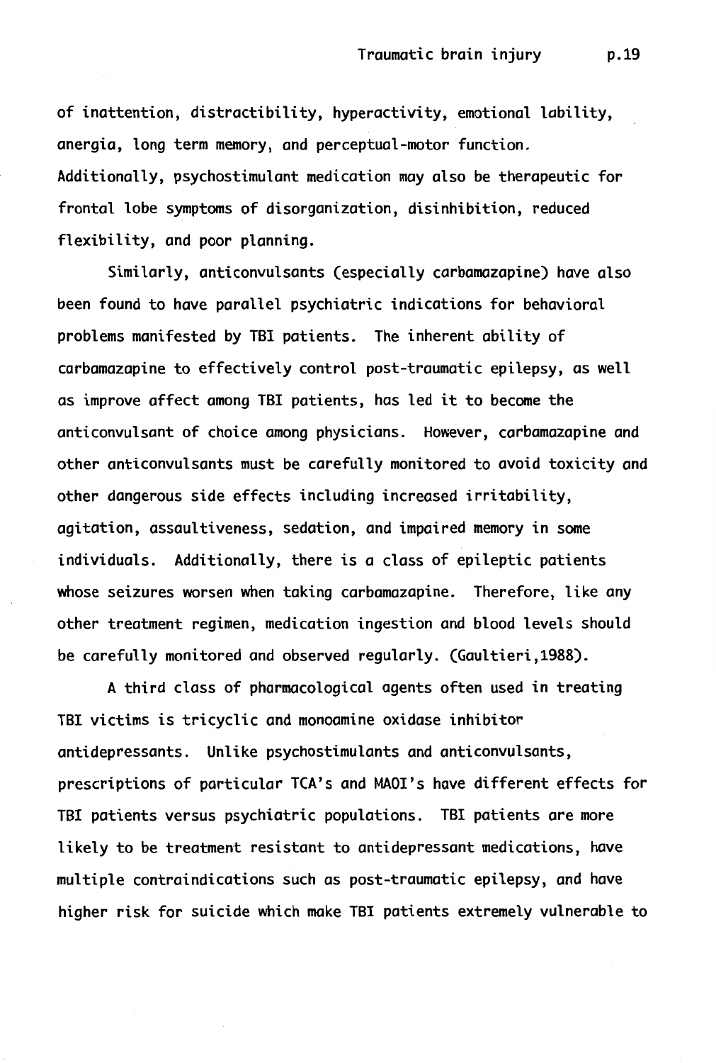of inattention, distractibility, hyperactivity, emotional lability, anergia, long term memory, and perceptual-motor function. Additionally, psychostimulant medication may also be therapeutic for frontal lobe symptoms of disorganization, disinhibition, reduced flexibility, and poor planning.

Similarly, anticonvulsants (especially carbamazapine) have also been found to have parallel psychiatric indications for behavioral problems manifested by TBI patients. The inherent ability of carbamazapine to effectively control post-traumatic epilepsy, as well as improve affect among TBI patients, has led it to become the anticonvulsant of choice among physicians. However, carbamazapine and other anticonvulsants must be carefully monitored to avoid toxicity and other dangerous side effects including increased irritability, agitation, assaultiveness, sedation, and impaired memory in some individuals. Additionally, there is a class of epileptic patients whose seizures worsen when taking carbamazapine. Therefore, like any other treatment regimen, medication ingestion and blood levels should be carefully monitored and observed regularly. (Gaultieri,1988).

A third class of pharmacological agents often used in treating TBI victims is tricyclic and monoamine oxidase inhibitor antidepressants. Unlike psychostimulants and anticonvulsants, prescriptions of particular TCA's and MAOI's have different effects for TBI patients versus psychiatric populations. TBI patients are more likely to be treatment resistant to antidepressant medications, have multiple contraindications such as post-traumatic epilepsy, and have higher risk for suicide which make TBI patients extremely vulnerable to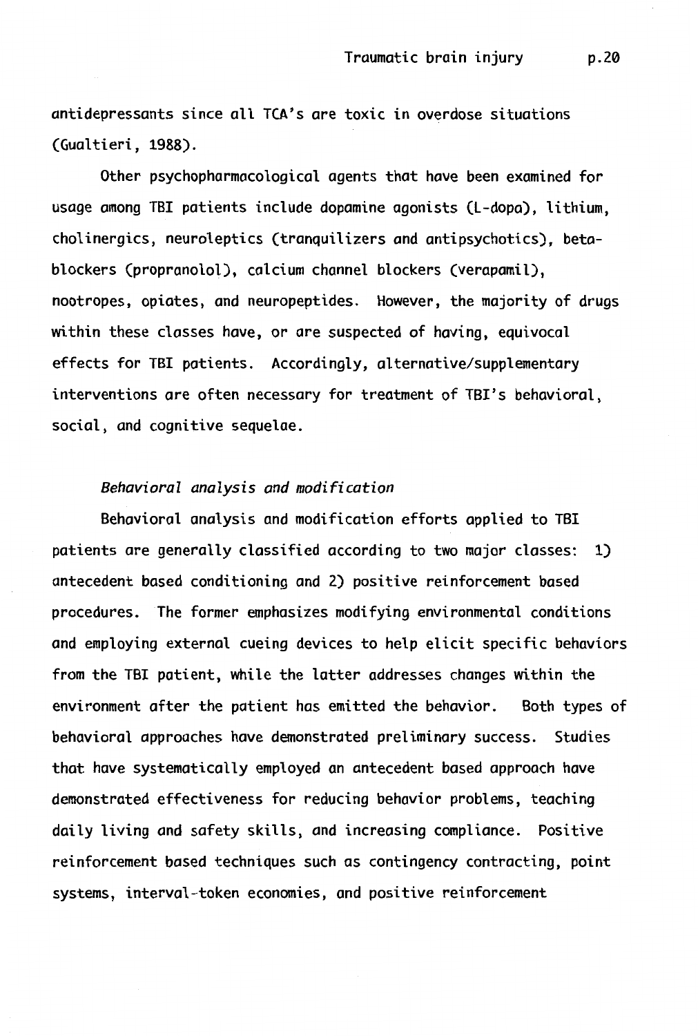antidepressants since all TCA's are toxic in overdose situations (Gualtieri, 1988).

Other psychopharmacological agents that have been examined for usage among TBI patients include dopamine agonists (L-dopa), lithium, cholinergics, neuroleptics (tranquilizers and antipsychotics), beta-blockers (propranolol), calcium channel blockers (verapamil), nootropes, opiates, and neuropeptides. However, the majority of drugs within these classes have, or are suspected of having, equivocal effects for TBI patients. Accordingly, alternative/supplementary interventions are often necessary for treatment of TBI's behavioral, social, and cognitive sequelae.

### *Behavioral analysis and modification*

Behavioral analysis and modification efforts applied to TBI patients are generally classified according to two major classes: 1) antecedent based conditioning and 2) positive reinforcement based procedures. The former emphasizes modifying environmental conditions and employing external cueing devices to help elicit specific behaviors from the TBI patient, while the latter addresses changes within the environment after the patient has emitted the behavior. Both types of behavioral approaches have demonstrated preliminary success. Studies that have systematically employed an antecedent based approach have demonstrated effectiveness for reducing behavior problems, teaching daily living and safety skills, and increasing compliance. Positive reinforcement based techniques such as contingency contracting, point systems, interval-token economies, and positive reinforcement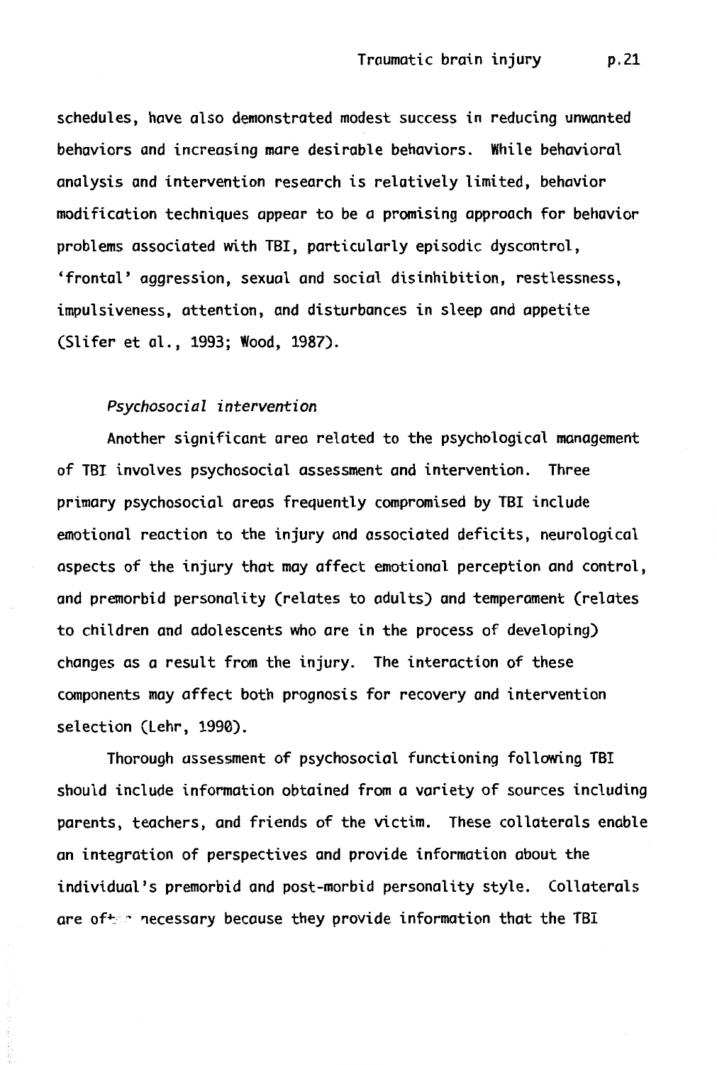schedules, have also demonstrated modest success in reducing unwanted behaviors and increasing more desirable behaviors. While behavioral analysis and intervention research is relatively limited, behavior modification techniques appear to be a promising approach for behavior problems associated with TBI, particularly episodic dyscontrol, 'frontal' aggression, sexual and social disinhibition, restlessness, impulsiveness, attention, and disturbances in sleep and appetite (Slifer et al., 1993; Wood, 1987).

*Psychosocial intervention*

Another significant area related to the psychological management of TBI involves psychosocial assessment and intervention. Three primary psychosocial areas frequently compromised by TBI include emotional reaction to the injury and associated deficits, neurological aspects of the injury that may affect emotional perception and control, and premorbid personality (relates to adults) and temperament (relates to children and adolescents who are in the process of developing) changes as a result from the injury. The interaction of these components may affect both prognosis for recovery and intervention selection (Lehr, 1990).

Thorough assessment of psychosocial functioning following TBI should include information obtained from a variety of sources including parents, teachers, and friends of the victim. These collaterals enable an integration of perspectives and provide information about the individual's premorbid and post-morbid personality style. Collaterals are often necessary because they provide information that the TBI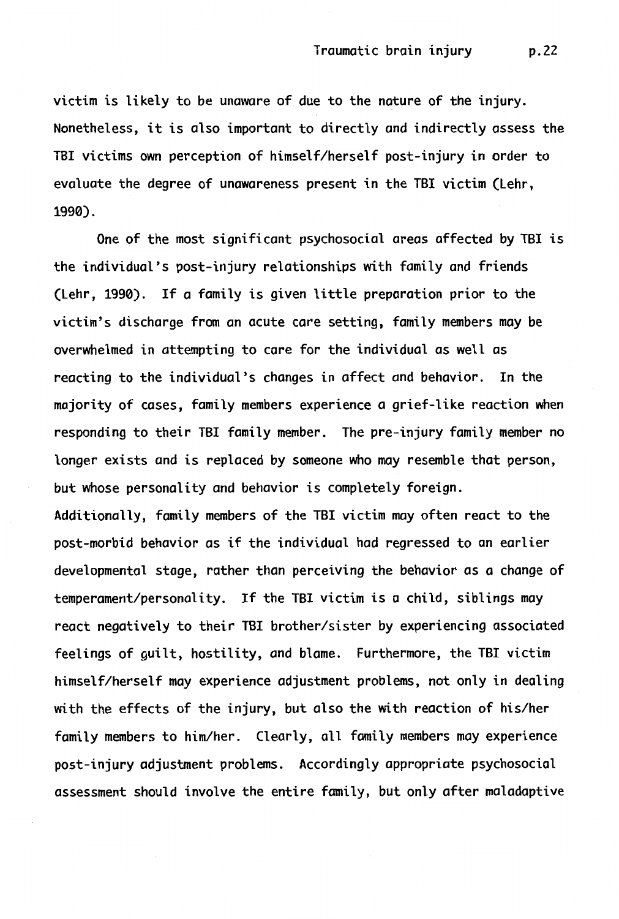victim is likely to be unaware of due to the nature of the injury. Nonetheless, it is also important to directly and indirectly assess the TBI victims own perception of himself/herself post-injury in order to evaluate the degree of unawareness present in the TBI victim (Lehr, 1990).

One of the most significant psychosocial areas affected by TBI is the individual's post-injury relationships with family and friends (Lehr, 1990). If a family is given little preparation prior to the victim's discharge from an acute care setting, family members may be overwhelmed in attempting to care for the individual as well as reacting to the individual's changes in affect and behavior. In the majority of cases, family members experience a grief-like reaction when responding to their TBI family member. The pre-injury family member no longer exists and is replaced by someone who may resemble that person, but whose personality and behavior is completely foreign.
Additionally, family members of the TBI victim may often react to the post-morbid behavior as if the individual had regressed to an earlier developmental stage, rather than perceiving the behavior as a change of temperament/personality. If the TBI victim is a child, siblings may react negatively to their TBI brother/sister by experiencing associated feelings of guilt, hostility, and blame. Furthermore, the TBI victim himself/herself may experience adjustment problems, not only in dealing with the effects of the injury, but also the with reaction of his/her family members to him/her. Clearly, all family members may experience post-injury adjustment problems. Accordingly appropriate psychosocial assessment should involve the entire family, but only after maladaptive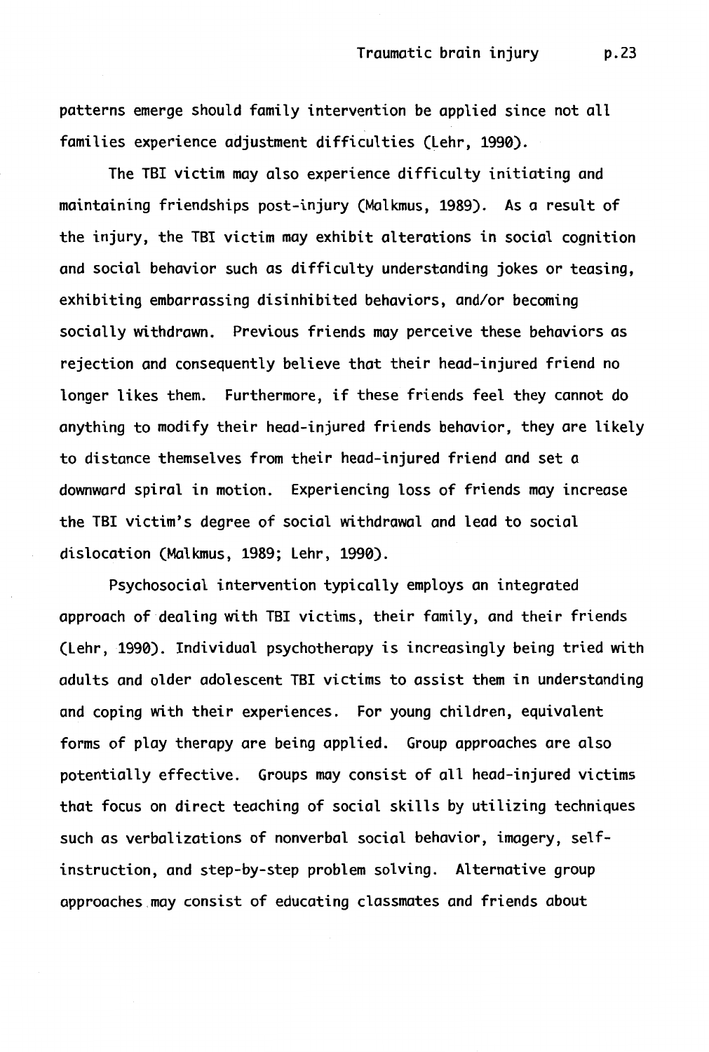patterns emerge should family intervention be applied since not all families experience adjustment difficulties (Lehr, 1990).

The TBI victim may also experience difficulty initiating and maintaining friendships post-injury (Malkmus, 1989). As a result of the injury, the TBI victim may exhibit alterations in social cognition and social behavior such as difficulty understanding jokes or teasing, exhibiting embarrassing disinhibited behaviors, and/or becoming socially withdrawn. Previous friends may perceive these behaviors as rejection and consequently believe that their head-injured friend no longer likes them. Furthermore, if these friends feel they cannot do anything to modify their head-injured friends behavior, they are likely to distance themselves from their head-injured friend and set a downward spiral in motion. Experiencing loss of friends may increase the TBI victim's degree of social withdrawal and lead to social dislocation (Malkmus, 1989; Lehr, 1990).

Psychosocial intervention typically employs an integrated approach of dealing with TBI victims, their family, and their friends (Lehr, 1990). Individual psychotherapy is increasingly being tried with adults and older adolescent TBI victims to assist them in understanding and coping with their experiences. For young children, equivalent forms of play therapy are being applied. Group approaches are also potentially effective. Groups may consist of all head-injured victims that focus on direct teaching of social skills by utilizing techniques such as verbalizations of nonverbal social behavior, imagery, self-instruction, and step-by-step problem solving. Alternative group approaches may consist of educating classmates and friends about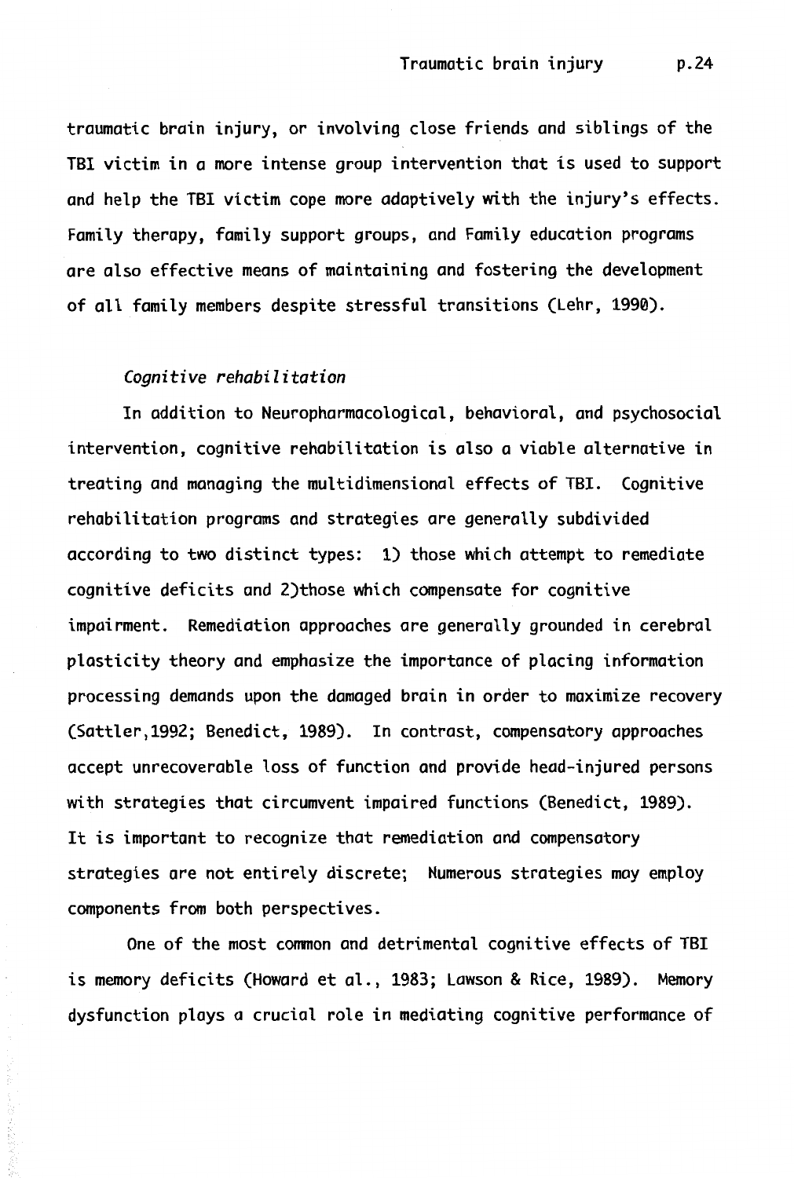traumatic brain injury, or involving close friends and siblings of the TBI victim in a more intense group intervention that is used to support and help the TBI victim cope more adaptively with the injury's effects. Family therapy, family support groups, and Family education programs are also effective means of maintaining and fostering the development of all family members despite stressful transitions (Lehr, 1990).

*Cognitive rehabilitation*

In addition to Neuropharmacological, behavioral, and psychosocial intervention, cognitive rehabilitation is also a viable alternative in treating and managing the multidimensional effects of TBI. Cognitive rehabilitation programs and strategies are generally subdivided according to two distinct types: 1) those which attempt to remediate cognitive deficits and 2)those which compensate for cognitive impairment. Remediation approaches are generally grounded in cerebral plasticity theory and emphasize the importance of placing information processing demands upon the damaged brain in order to maximize recovery (Sattler,1992; Benedict, 1989). In contrast, compensatory approaches accept unrecoverable loss of function and provide head-injured persons with strategies that circumvent impaired functions (Benedict, 1989). It is important to recognize that remediation and compensatory strategies are not entirely discrete; Numerous strategies may employ components from both perspectives.

One of the most common and detrimental cognitive effects of TBI is memory deficits (Howard et al., 1983; Lawson & Rice, 1989). Memory dysfunction plays a crucial role in mediating cognitive performance of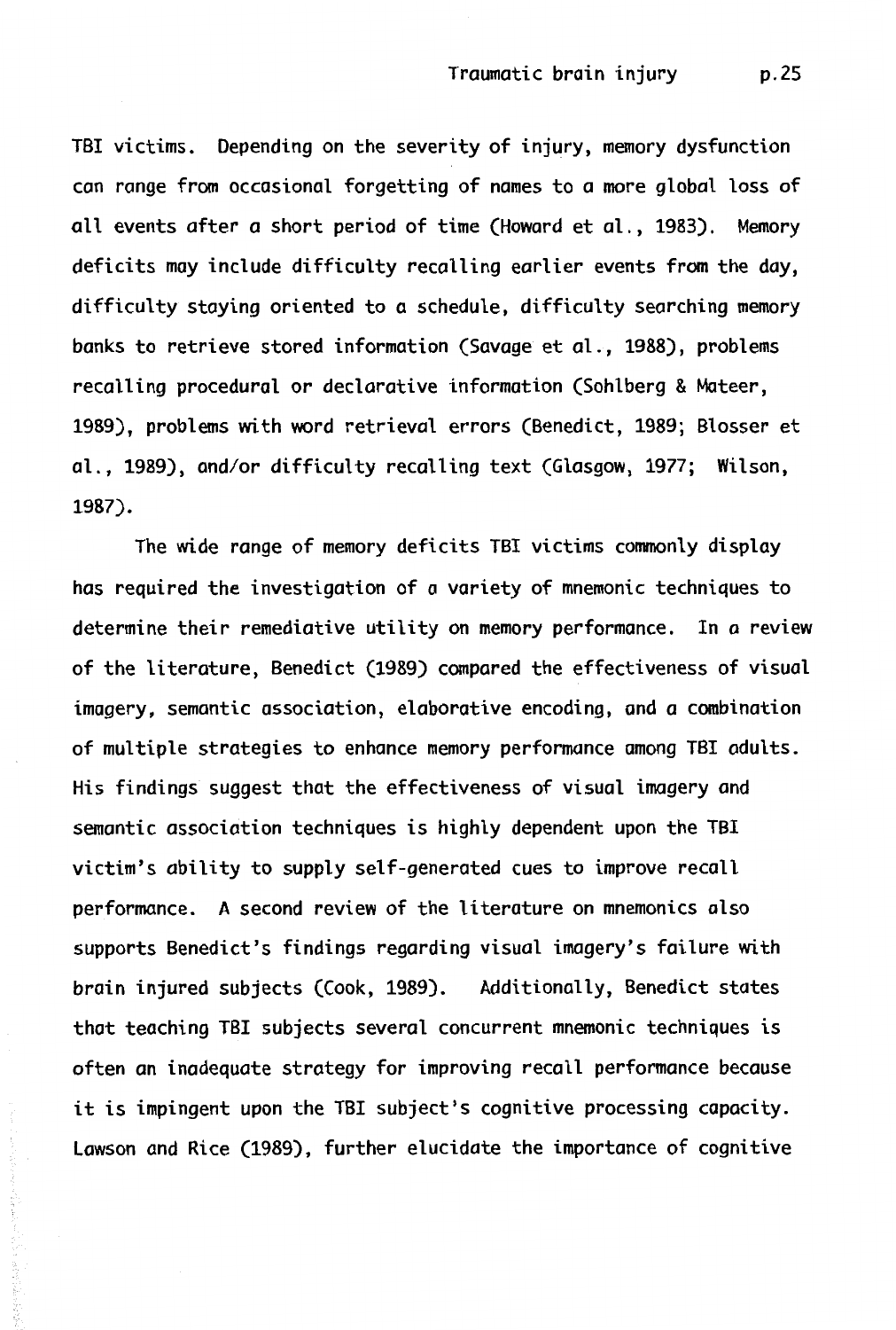TBI victims. Depending on the severity of injury, memory dysfunction can range from occasional forgetting of names to a more global loss of all events after a short period of time (Howard et al., 1983). Memory deficits may include difficulty recalling earlier events from the day, difficulty staying oriented to a schedule, difficulty searching memory banks to retrieve stored information (Savage et al., 1988), problems recalling procedural or declarative information (Sohlberg & Mateer, 1989), problems with word retrieval errors (Benedict, 1989; Blosser et al., 1989), and/or difficulty recalling text (Glasgow, 1977; Wilson, 1987).

The wide range of memory deficits TBI victims commonly display has required the investigation of a variety of mnemonic techniques to determine their remediative utility on memory performance. In a review of the literature, Benedict (1989) compared the effectiveness of visual imagery, semantic association, elaborative encoding, and a combination of multiple strategies to enhance memory performance among TBI adults. His findings suggest that the effectiveness of visual imagery and semantic association techniques is highly dependent upon the TBI victim's ability to supply self-generated cues to improve recall performance. A second review of the literature on mnemonics also supports Benedict's findings regarding visual imagery's failure with brain injured subjects (Cook, 1989). Additionally, Benedict states that teaching TBI subjects several concurrent mnemonic techniques is often an inadequate strategy for improving recall performance because it is impingent upon the TBI subject's cognitive processing capacity. Lawson and Rice (1989), further elucidate the importance of cognitive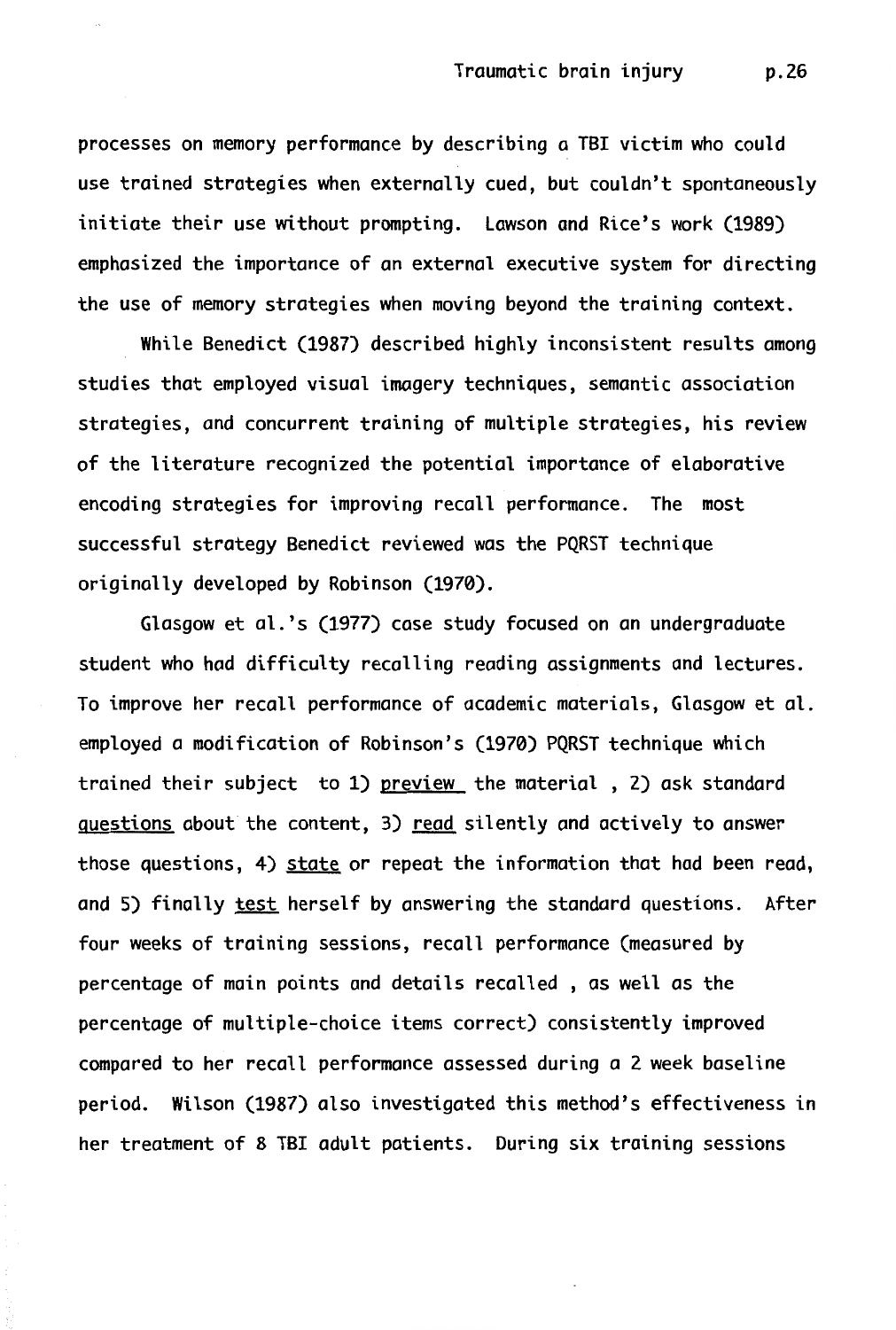processes on memory performance by describing a TBI victim who could use trained strategies when externally cued, but couldn't spontaneously initiate their use without prompting. Lawson and Rice's work (1989) emphasized the importance of an external executive system for directing the use of memory strategies when moving beyond the training context.

While Benedict (1987) described highly inconsistent results among studies that employed visual imagery techniques, semantic association strategies, and concurrent training of multiple strategies, his review of the literature recognized the potential importance of elaborative encoding strategies for improving recall performance. The most successful strategy Benedict reviewed was the PQRST technique originally developed by Robinson (1970).

Glasgow et al.'s (1977) case study focused on an undergraduate student who had difficulty recalling reading assignments and lectures. To improve her recall performance of academic materials, Glasgow et al. employed a modification of Robinson's (1970) PQRST technique which trained their subject to 1) <u>preview</u> the material , 2) ask standard <u>questions</u> about the content, 3) <u>read</u> silently and actively to answer those questions, 4) <u>state</u> or repeat the information that had been read, and 5) finally <u>test</u> herself by answering the standard questions. After four weeks of training sessions, recall performance (measured by percentage of main points and details recalled , as well as the percentage of multiple-choice items correct) consistently improved compared to her recall performance assessed during a 2 week baseline period. Wilson (1987) also investigated this method's effectiveness in her treatment of 8 TBI adult patients. During six training sessions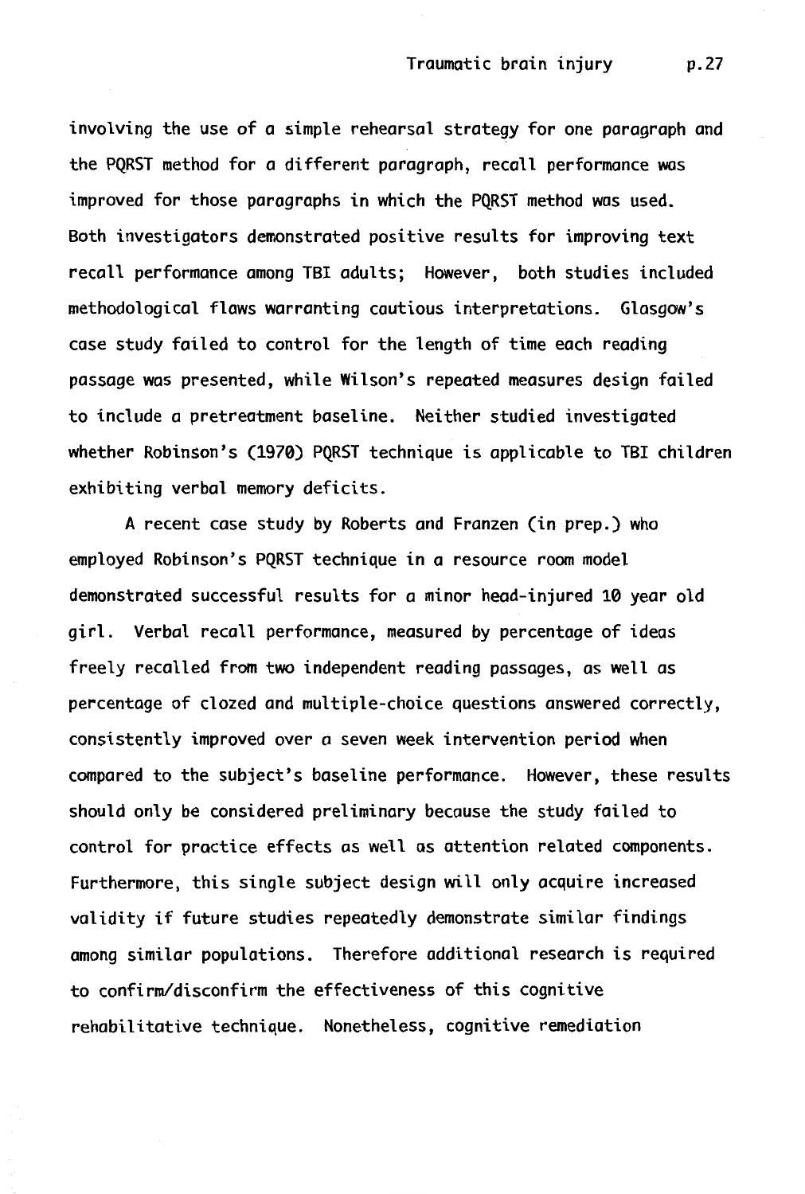involving the use of a simple rehearsal strategy for one paragraph and the PQRST method for a different paragraph, recall performance was improved for those paragraphs in which the PQRST method was used. Both investigators demonstrated positive results for improving text recall performance among TBI adults; However, both studies included methodological flaws warranting cautious interpretations. Glasgow's case study failed to control for the length of time each reading passage was presented, while Wilson's repeated measures design failed to include a pretreatment baseline. Neither studied investigated whether Robinson's (1970) PQRST technique is applicable to TBI children exhibiting verbal memory deficits.

A recent case study by Roberts and Franzen (in prep.) who employed Robinson's PQRST technique in a resource room model demonstrated successful results for a minor head-injured 10 year old girl. Verbal recall performance, measured by percentage of ideas freely recalled from two independent reading passages, as well as percentage of clozed and multiple-choice questions answered correctly, consistently improved over a seven week intervention period when compared to the subject's baseline performance. However, these results should only be considered preliminary because the study failed to control for practice effects as well as attention related components. Furthermore, this single subject design will only acquire increased validity if future studies repeatedly demonstrate similar findings among similar populations. Therefore additional research is required to confirm/disconfirm the effectiveness of this cognitive rehabilitative technique. Nonetheless, cognitive remediation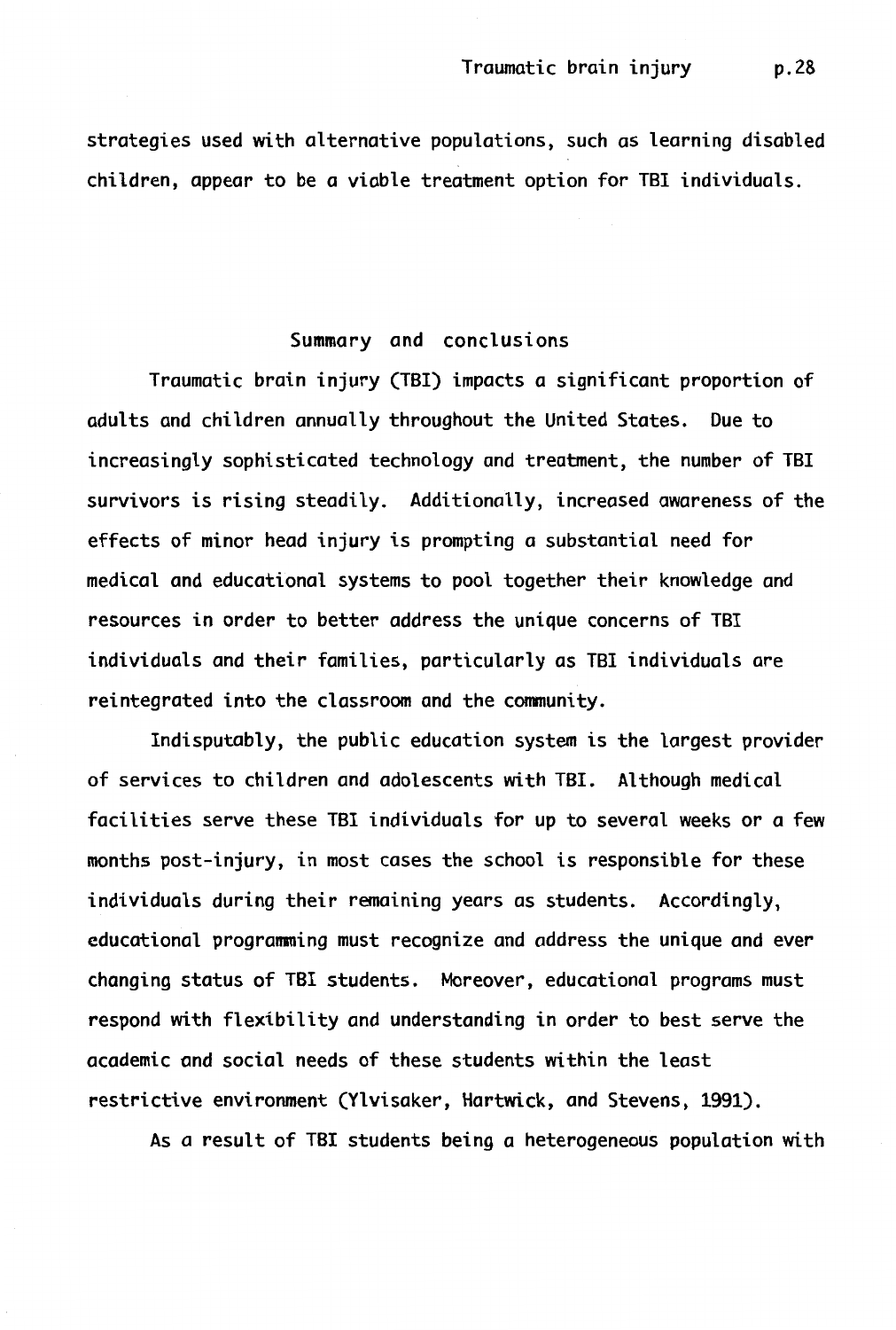strategies used with alternative populations, such as learning disabled children, appear to be a viable treatment option for TBI individuals.

## Summary and conclusions

Traumatic brain injury (TBI) impacts a significant proportion of adults and children annually throughout the United States. Due to increasingly sophisticated technology and treatment, the number of TBI survivors is rising steadily. Additionally, increased awareness of the effects of minor head injury is prompting a substantial need for medical and educational systems to pool together their knowledge and resources in order to better address the unique concerns of TBI individuals and their families, particularly as TBI individuals are reintegrated into the classroom and the community.

Indisputably, the public education system is the largest provider of services to children and adolescents with TBI. Although medical facilities serve these TBI individuals for up to several weeks or a few months post-injury, in most cases the school is responsible for these individuals during their remaining years as students. Accordingly, educational programming must recognize and address the unique and ever changing status of TBI students. Moreover, educational programs must respond with flexibility and understanding in order to best serve the academic and social needs of these students within the least restrictive environment (Ylvisaker, Hartwick, and Stevens, 1991).

As a result of TBI students being a heterogeneous population with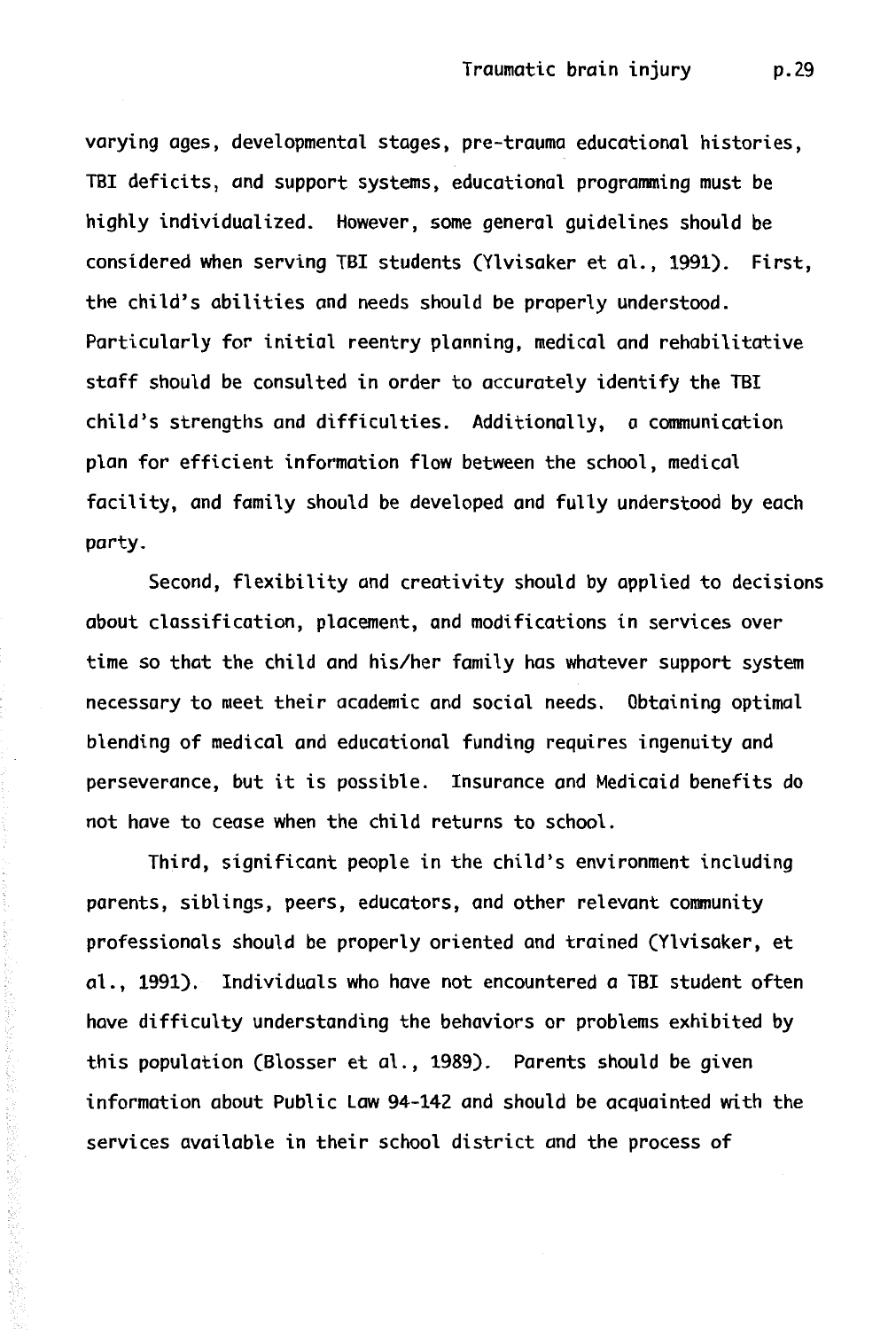varying ages, developmental stages, pre-trauma educational histories, TBI deficits, and support systems, educational programming must be highly individualized. However, some general guidelines should be considered when serving TBI students (Ylvisaker et al., 1991). First, the child's abilities and needs should be properly understood. Particularly for initial reentry planning, medical and rehabilitative staff should be consulted in order to accurately identify the TBI child's strengths and difficulties. Additionally, a communication plan for efficient information flow between the school, medical facility, and family should be developed and fully understood by each party.

Second, flexibility and creativity should by applied to decisions about classification, placement, and modifications in services over time so that the child and his/her family has whatever support system necessary to meet their academic and social needs. Obtaining optimal blending of medical and educational funding requires ingenuity and perseverance, but it is possible. Insurance and Medicaid benefits do not have to cease when the child returns to school.

Third, significant people in the child's environment including parents, siblings, peers, educators, and other relevant community professionals should be properly oriented and trained (Ylvisaker, et al., 1991). Individuals who have not encountered a TBI student often have difficulty understanding the behaviors or problems exhibited by this population (Blosser et al., 1989). Parents should be given information about Public Law 94-142 and should be acquainted with the services available in their school district and the process of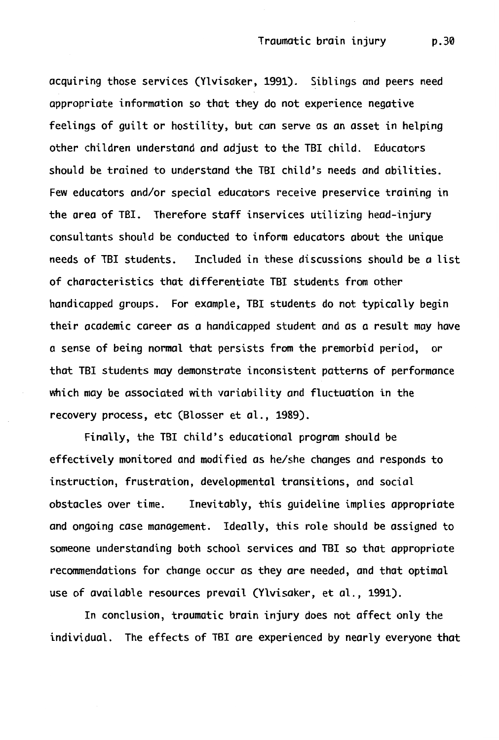acquiring those services (Ylvisaker, 1991). Siblings and peers need appropriate information so that they do not experience negative feelings of guilt or hostility, but can serve as an asset in helping other children understand and adjust to the TBI child. Educators should be trained to understand the TBI child's needs and abilities. Few educators and/or special educators receive preservice training in the area of TBI. Therefore staff inservices utilizing head-injury consultants should be conducted to inform educators about the unique needs of TBI students. Included in these discussions should be a list of characteristics that differentiate TBI students from other handicapped groups. For example, TBI students do not typically begin their academic career as a handicapped student and as a result may have a sense of being normal that persists from the premorbid period, or that TBI students may demonstrate inconsistent patterns of performance which may be associated with variability and fluctuation in the recovery process, etc (Blosser et al., 1989).

Finally, the TBI child's educational program should be effectively monitored and modified as he/she changes and responds to instruction, frustration, developmental transitions, and social obstacles over time. Inevitably, this guideline implies appropriate and ongoing case management. Ideally, this role should be assigned to someone understanding both school services and TBI so that appropriate recommendations for change occur as they are needed, and that optimal use of available resources prevail (Ylvisaker, et al., 1991).

In conclusion, traumatic brain injury does not affect only the individual. The effects of TBI are experienced by nearly everyone that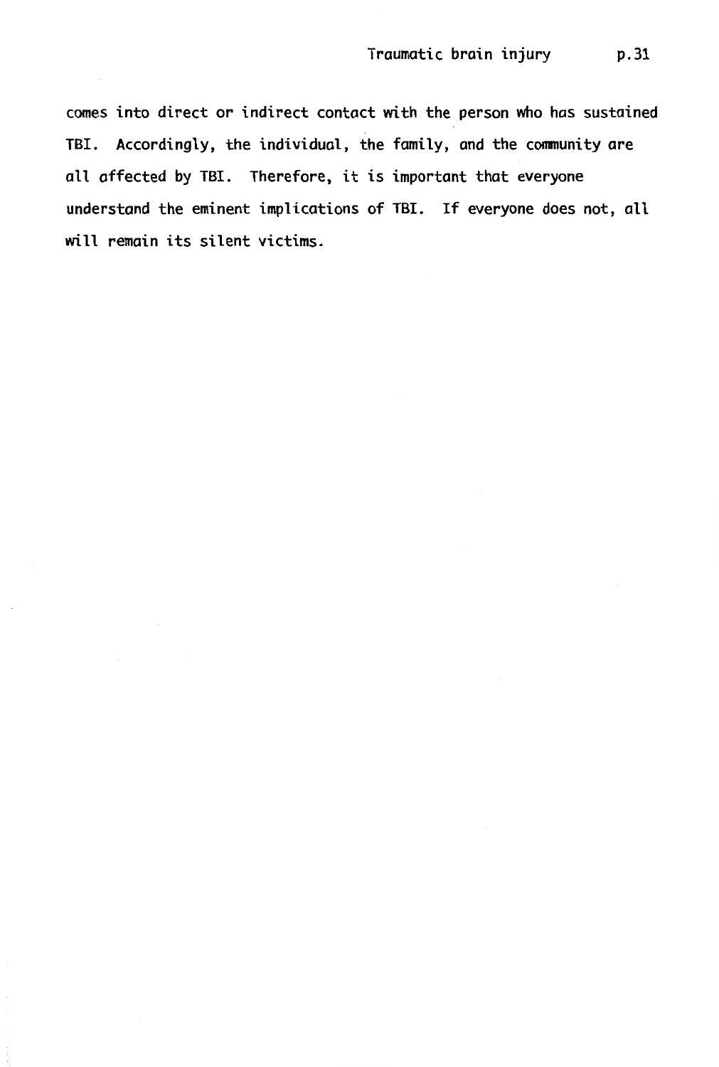comes into direct or indirect contact with the person who has sustained TBI. Accordingly, the individual, the family, and the community are all affected by TBI. Therefore, it is important that everyone understand the eminent implications of TBI. If everyone does not, all will remain its silent victims.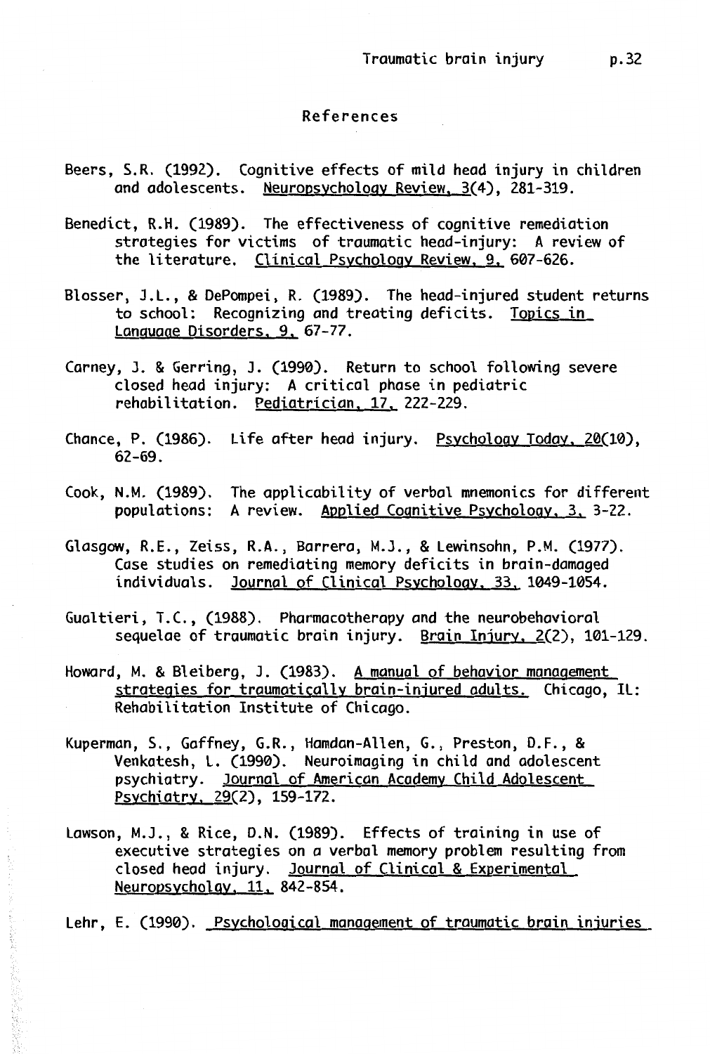## References

Beers, S.R. (1992). Cognitive effects of mild head injury in children and adolescents. Neuropsychology Review, 3(4), 281-319.

Benedict, R.H. (1989). The effectiveness of cognitive remediation strategies for victims of traumatic head-injury: A review of the literature. Clinical Psychology Review, 9, 607-626.

Blosser, J.L., & DePompei, R. (1989). The head-injured student returns to school: Recognizing and treating deficits. Topics in Language Disorders, 9, 67-77.

Carney, J. & Gerring, J. (1990). Return to school following severe closed head injury: A critical phase in pediatric rehabilitation. Pediatrician, 17, 222-229.

Chance, P. (1986). Life after head injury. Psychology Today, 20(10), 62-69.

Cook, N.M. (1989). The applicability of verbal mnemonics for different populations: A review. Applied Cognitive Psychology, 3, 3-22.

Glasgow, R.E., Zeiss, R.A., Barrera, M.J., & Lewinsohn, P.M. (1977). Case studies on remediating memory deficits in brain-damaged individuals. Journal of Clinical Psychology, 33, 1049-1054.

Gualtieri, T.C., (1988). Pharmacotherapy and the neurobehavioral sequelae of traumatic brain injury. Brain Injury, 2(2), 101-129.

Howard, M. & Bleiberg, J. (1983). A manual of behavior management strategies for traumatically brain-injured adults. Chicago, IL: Rehabilitation Institute of Chicago.

Kuperman, S., Gaffney, G.R., Hamdan-Allen, G., Preston, D.F., & Venkatesh, L. (1990). Neuroimaging in child and adolescent psychiatry. Journal of American Academy Child Adolescent Psychiatry, 29(2), 159-172.

Lawson, M.J., & Rice, D.N. (1989). Effects of training in use of executive strategies on a verbal memory problem resulting from closed head injury. Journal of Clinical & Experimental Neuropsycholgy, 11, 842-854.

Lehr, E. (1990). Psychological management of traumatic brain injuries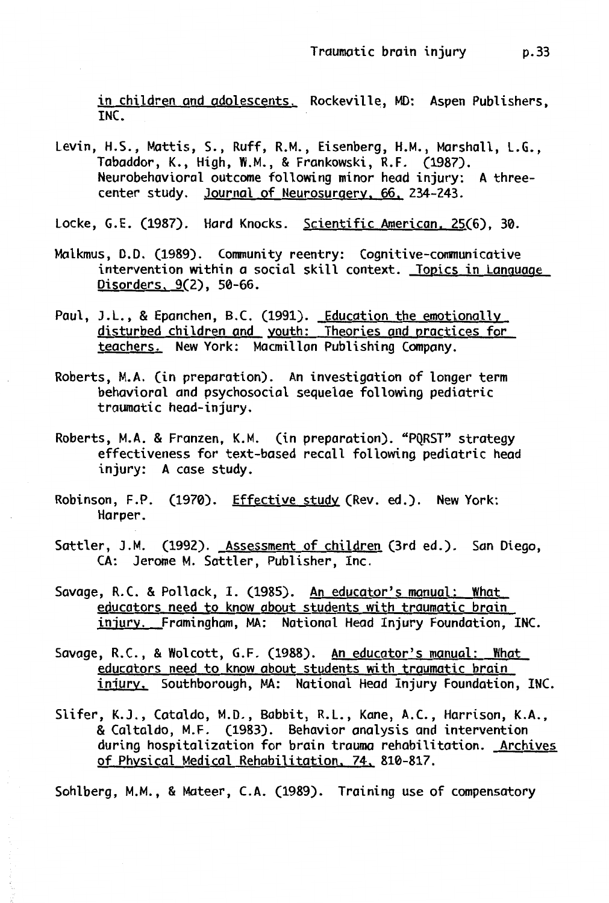in children and adolescents. Rockeville, MD: Aspen Publishers, INC.

Levin, H.S., Mattis, S., Ruff, R.M., Eisenberg, H.M., Marshall, L.G., Tabaddor, K., High, W.M., & Frankowski, R.F. (1987). Neurobehavioral outcome following minor head injury: A three-center study. Journal of Neurosurgery, 66, 234-243.

Locke, G.E. (1987). Hard Knocks. Scientific American, 25(6), 30.

Malkmus, D.D. (1989). Community reentry: Cognitive-communicative intervention within a social skill context. Topics in Language Disorders, 9(2), 50-66.

Paul, J.L., & Epanchen, B.C. (1991). Education the emotionally disturbed children and youth: Theories and practices for teachers. New York: Macmillan Publishing Company.

Roberts, M.A. (in preparation). An investigation of longer term behavioral and psychosocial sequelae following pediatric traumatic head-injury.

Roberts, M.A. & Franzen, K.M. (in preparation). "PQRST" strategy effectiveness for text-based recall following pediatric head injury: A case study.

Robinson, F.P. (1970). Effective study (Rev. ed.). New York: Harper.

Sattler, J.M. (1992). Assessment of children (3rd ed.). San Diego, CA: Jerome M. Sattler, Publisher, Inc.

Savage, R.C. & Pollack, I. (1985). An educator's manual: What educators need to know about students with traumatic brain injury. Framingham, MA: National Head Injury Foundation, INC.

Savage, R.C., & Wolcott, G.F. (1988). An educator's manual: What educators need to know about students with traumatic brain injury. Southborough, MA: National Head Injury Foundation, INC.

Slifer, K.J., Cataldo, M.D., Babbit, R.L., Kane, A.C., Harrison, K.A., & Caltaldo, M.F. (1983). Behavior analysis and intervention during hospitalization for brain trauma rehabilitation. Archives of Physical Medical Rehabilitation, 74, 810-817.

Sohlberg, M.M., & Mateer, C.A. (1989). Training use of compensatory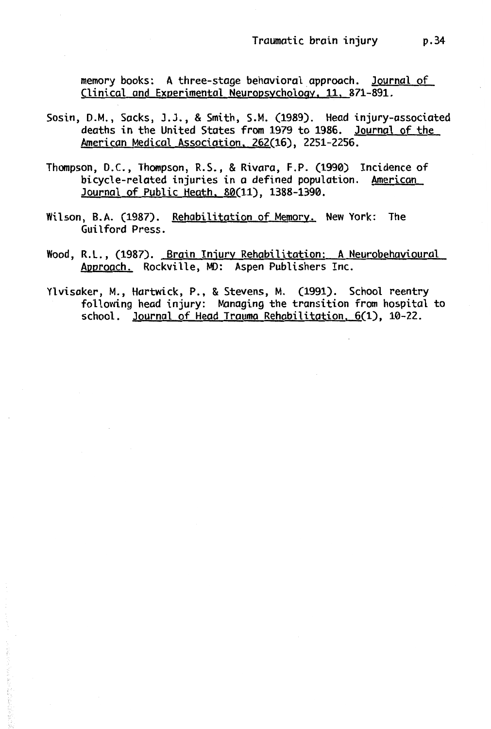memory books: A three-stage behavioral approach. Journal of Clinical and Experimental Neuropsychology, 11, 871-891.

Sosin, D.M., Sacks, J.J., & Smith, S.M. (1989). Head injury-associated deaths in the United States from 1979 to 1986. Journal of the American Medical Association, 262(16), 2251-2256.

Thompson, D.C., Thompson, R.S., & Rivara, F.P. (1990) Incidence of bicycle-related injuries in a defined population. American Journal of Public Heath, 80(11), 1388-1390.

Wilson, B.A. (1987). Rehabilitation of Memory. New York: The Guilford Press.

Wood, R.L., (1987). Brain Injury Rehabilitation: A Neurobehavioural Approach. Rockville, MD: Aspen Publishers Inc.

Ylvisaker, M., Hartwick, P., & Stevens, M. (1991). School reentry following head injury: Managing the transition from hospital to school. Journal of Head Trauma Rehabilitation, 6(1), 10-22.